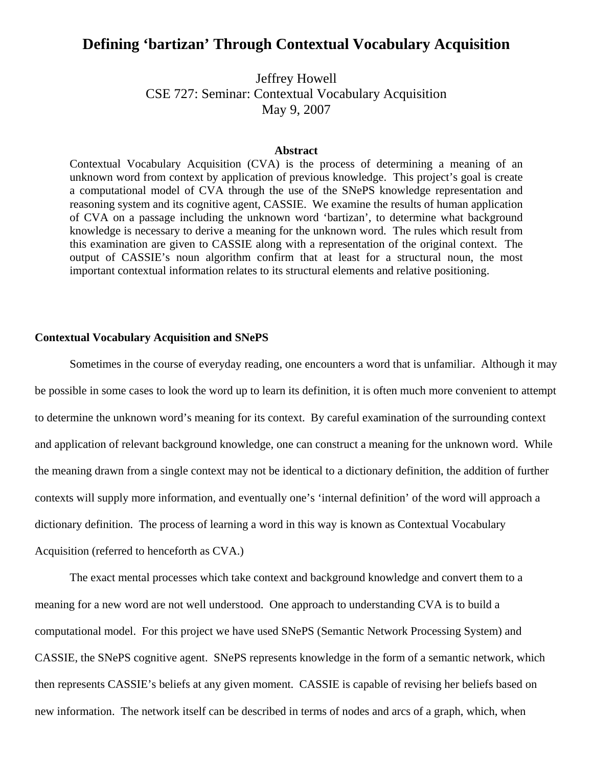# Defining 'bartizan' Through Contextual Vocabulary Acquisition

Jeffrey Howell
CSE 727: Seminar: Contextual Vocabulary Acquisition
May 9, 2007

**Abstract**

Contextual Vocabulary Acquisition (CVA) is the process of determining a meaning of an unknown word from context by application of previous knowledge. This project's goal is create a computational model of CVA through the use of the SNePS knowledge representation and reasoning system and its cognitive agent, CASSIE. We examine the results of human application of CVA on a passage including the unknown word 'bartizan', to determine what background knowledge is necessary to derive a meaning for the unknown word. The rules which result from this examination are given to CASSIE along with a representation of the original context. The output of CASSIE's noun algorithm confirm that at least for a structural noun, the most important contextual information relates to its structural elements and relative positioning.

## Contextual Vocabulary Acquisition and SNePS

Sometimes in the course of everyday reading, one encounters a word that is unfamiliar. Although it may be possible in some cases to look the word up to learn its definition, it is often much more convenient to attempt to determine the unknown word's meaning for its context. By careful examination of the surrounding context and application of relevant background knowledge, one can construct a meaning for the unknown word. While the meaning drawn from a single context may not be identical to a dictionary definition, the addition of further contexts will supply more information, and eventually one's 'internal definition' of the word will approach a dictionary definition. The process of learning a word in this way is known as Contextual Vocabulary Acquisition (referred to henceforth as CVA.)

The exact mental processes which take context and background knowledge and convert them to a meaning for a new word are not well understood. One approach to understanding CVA is to build a computational model. For this project we have used SNePS (Semantic Network Processing System) and CASSIE, the SNePS cognitive agent. SNePS represents knowledge in the form of a semantic network, which then represents CASSIE's beliefs at any given moment. CASSIE is capable of revising her beliefs based on new information. The network itself can be described in terms of nodes and arcs of a graph, which, when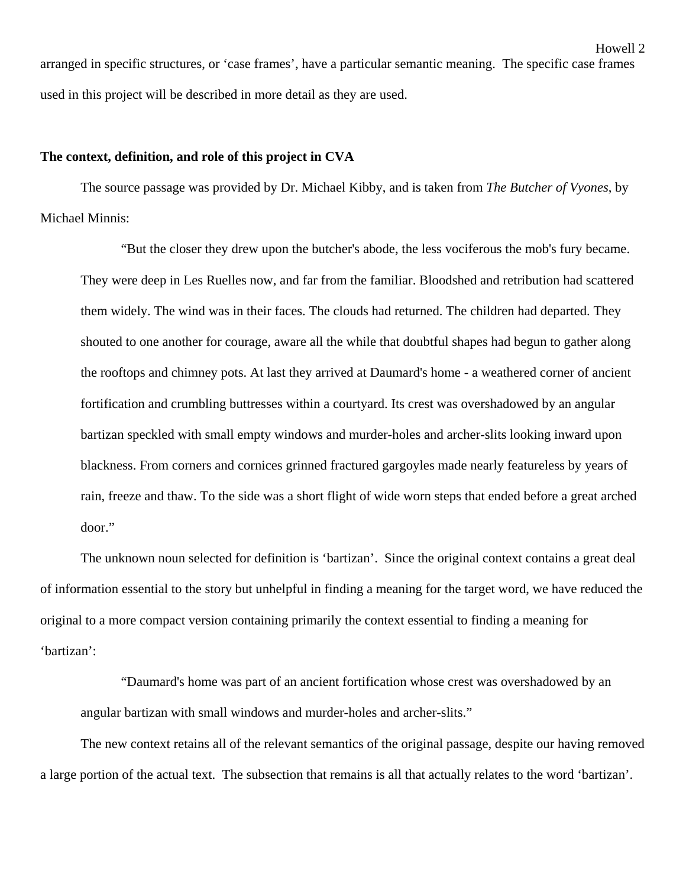arranged in specific structures, or ‘case frames’, have a particular semantic meaning. The specific case frames used in this project will be described in more detail as they are used.

**The context, definition, and role of this project in CVA**

The source passage was provided by Dr. Michael Kibby, and is taken from *The Butcher of Vyones*, by Michael Minnis:

> “But the closer they drew upon the butcher's abode, the less vociferous the mob's fury became. They were deep in Les Ruelles now, and far from the familiar. Bloodshed and retribution had scattered them widely. The wind was in their faces. The clouds had returned. The children had departed. They shouted to one another for courage, aware all the while that doubtful shapes had begun to gather along the rooftops and chimney pots. At last they arrived at Daumard's home - a weathered corner of ancient fortification and crumbling buttresses within a courtyard. Its crest was overshadowed by an angular bartizan speckled with small empty windows and murder-holes and archer-slits looking inward upon blackness. From corners and cornices grinned fractured gargoyles made nearly featureless by years of rain, freeze and thaw. To the side was a short flight of wide worn steps that ended before a great arched door.”

The unknown noun selected for definition is ‘bartizan’. Since the original context contains a great deal of information essential to the story but unhelpful in finding a meaning for the target word, we have reduced the original to a more compact version containing primarily the context essential to finding a meaning for ‘bartizan’:

> “Daumard's home was part of an ancient fortification whose crest was overshadowed by an angular bartizan with small windows and murder-holes and archer-slits.”

The new context retains all of the relevant semantics of the original passage, despite our having removed a large portion of the actual text. The subsection that remains is all that actually relates to the word ‘bartizan’.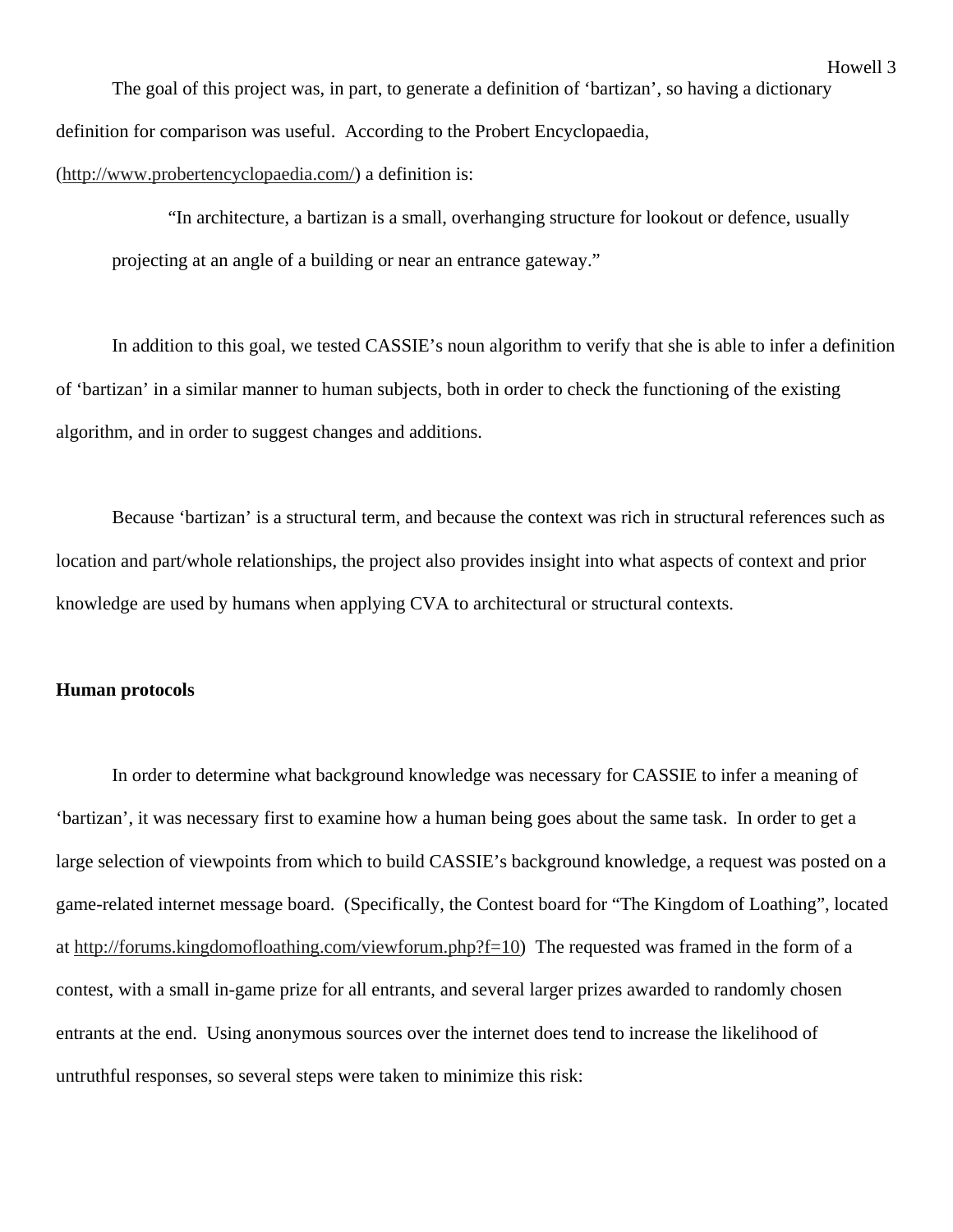The goal of this project was, in part, to generate a definition of 'bartizan', so having a dictionary definition for comparison was useful. According to the Probert Encyclopaedia, (http://www.probertencyclopaedia.com/) a definition is:

> "In architecture, a bartizan is a small, overhanging structure for lookout or defence, usually projecting at an angle of a building or near an entrance gateway."

In addition to this goal, we tested CASSIE's noun algorithm to verify that she is able to infer a definition of 'bartizan' in a similar manner to human subjects, both in order to check the functioning of the existing algorithm, and in order to suggest changes and additions.

Because 'bartizan' is a structural term, and because the context was rich in structural references such as location and part/whole relationships, the project also provides insight into what aspects of context and prior knowledge are used by humans when applying CVA to architectural or structural contexts.

**Human protocols**

In order to determine what background knowledge was necessary for CASSIE to infer a meaning of 'bartizan', it was necessary first to examine how a human being goes about the same task. In order to get a large selection of viewpoints from which to build CASSIE's background knowledge, a request was posted on a game-related internet message board. (Specifically, the Contest board for "The Kingdom of Loathing", located at http://forums.kingdomofloathing.com/viewforum.php?f=10) The requested was framed in the form of a contest, with a small in-game prize for all entrants, and several larger prizes awarded to randomly chosen entrants at the end. Using anonymous sources over the internet does tend to increase the likelihood of untruthful responses, so several steps were taken to minimize this risk: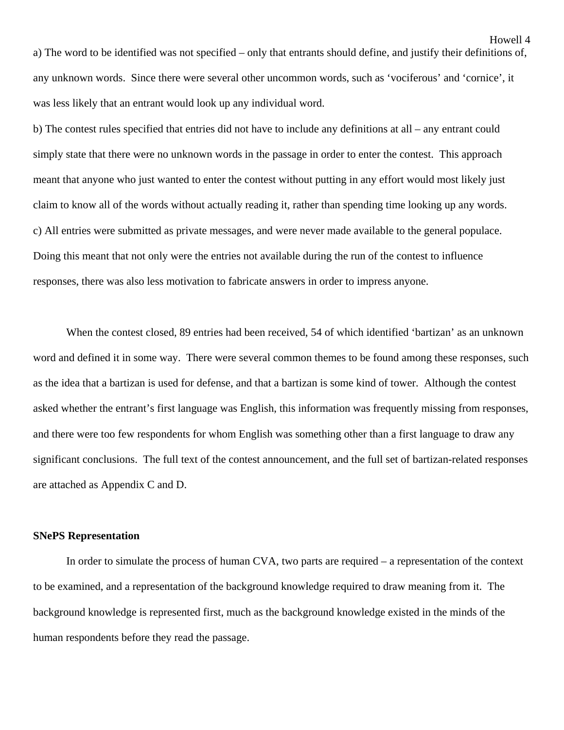a) The word to be identified was not specified – only that entrants should define, and justify their definitions of, any unknown words. Since there were several other uncommon words, such as 'vociferous' and 'cornice', it was less likely that an entrant would look up any individual word.

b) The contest rules specified that entries did not have to include any definitions at all – any entrant could simply state that there were no unknown words in the passage in order to enter the contest. This approach meant that anyone who just wanted to enter the contest without putting in any effort would most likely just claim to know all of the words without actually reading it, rather than spending time looking up any words.

c) All entries were submitted as private messages, and were never made available to the general populace. Doing this meant that not only were the entries not available during the run of the contest to influence responses, there was also less motivation to fabricate answers in order to impress anyone.

When the contest closed, 89 entries had been received, 54 of which identified 'bartizan' as an unknown word and defined it in some way. There were several common themes to be found among these responses, such as the idea that a bartizan is used for defense, and that a bartizan is some kind of tower. Although the contest asked whether the entrant's first language was English, this information was frequently missing from responses, and there were too few respondents for whom English was something other than a first language to draw any significant conclusions. The full text of the contest announcement, and the full set of bartizan-related responses are attached as Appendix C and D.

**SNePS Representation**

In order to simulate the process of human CVA, two parts are required – a representation of the context to be examined, and a representation of the background knowledge required to draw meaning from it. The background knowledge is represented first, much as the background knowledge existed in the minds of the human respondents before they read the passage.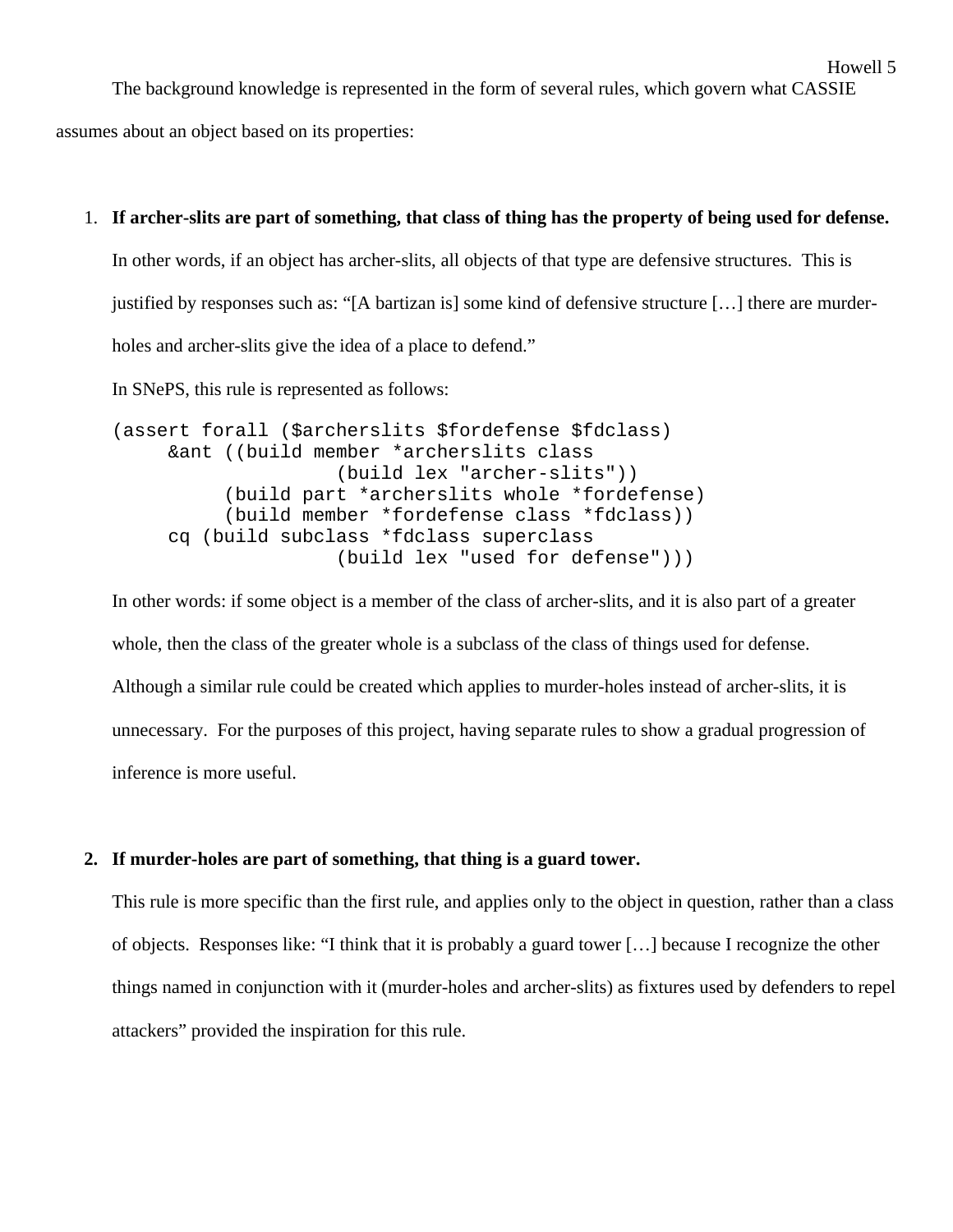The background knowledge is represented in the form of several rules, which govern what CASSIE assumes about an object based on its properties:

1. **If archer-slits are part of something, that class of thing has the property of being used for defense.**

   In other words, if an object has archer-slits, all objects of that type are defensive structures. This is justified by responses such as: "[A bartizan is] some kind of defensive structure […] there are murder-holes and archer-slits give the idea of a place to defend."

   In SNePS, this rule is represented as follows:

   ```
   (assert forall ($archerslits $fordefense $fdclass)
        &ant ((build member *archerslits class
                       (build lex "archer-slits"))
             (build part *archerslits whole *fordefense)
             (build member *fordefense class *fdclass))
        cq (build subclass *fdclass superclass
                       (build lex "used for defense")))
   ```

   In other words: if some object is a member of the class of archer-slits, and it is also part of a greater whole, then the class of the greater whole is a subclass of the class of things used for defense. Although a similar rule could be created which applies to murder-holes instead of archer-slits, it is unnecessary. For the purposes of this project, having separate rules to show a gradual progression of inference is more useful.

2. **If murder-holes are part of something, that thing is a guard tower.**

   This rule is more specific than the first rule, and applies only to the object in question, rather than a class of objects. Responses like: "I think that it is probably a guard tower […] because I recognize the other things named in conjunction with it (murder-holes and archer-slits) as fixtures used by defenders to repel attackers" provided the inspiration for this rule.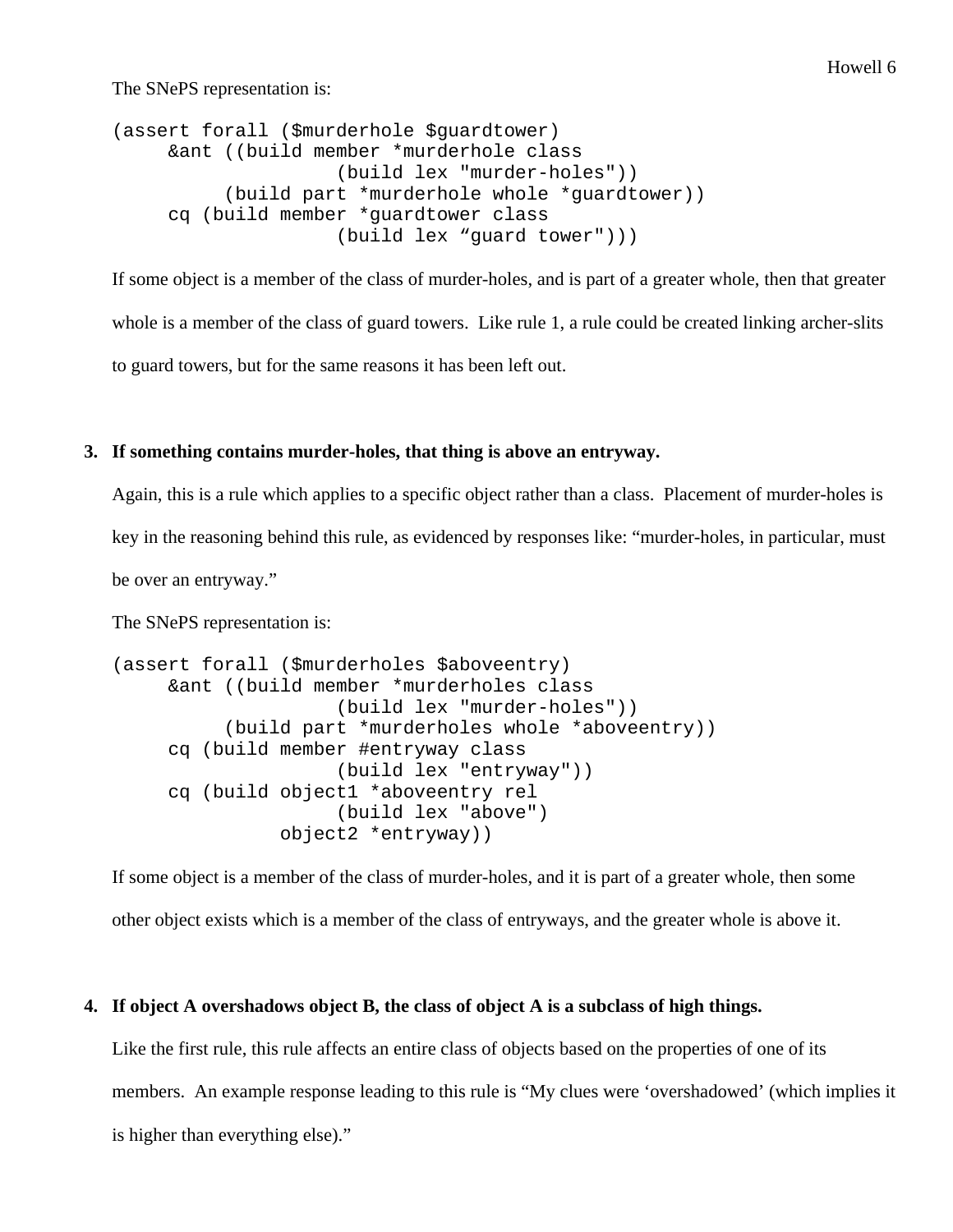The SNePS representation is:

```
(assert forall ($murderhole $guardtower)
     &ant ((build member *murderhole class
                    (build lex "murder-holes"))
          (build part *murderhole whole *guardtower))
     cq (build member *guardtower class
                    (build lex “guard tower")))
```

If some object is a member of the class of murder-holes, and is part of a greater whole, then that greater whole is a member of the class of guard towers. Like rule 1, a rule could be created linking archer-slits to guard towers, but for the same reasons it has been left out.

3. **If something contains murder-holes, that thing is above an entryway.**

   Again, this is a rule which applies to a specific object rather than a class. Placement of murder-holes is key in the reasoning behind this rule, as evidenced by responses like: “murder-holes, in particular, must be over an entryway.”

   The SNePS representation is:

```
(assert forall ($murderholes $aboveentry)
     &ant ((build member *murderholes class
                    (build lex "murder-holes"))
          (build part *murderholes whole *aboveentry))
     cq (build member #entryway class
                    (build lex "entryway"))
     cq (build object1 *aboveentry rel
                    (build lex "above")
               object2 *entryway))
```

   If some object is a member of the class of murder-holes, and it is part of a greater whole, then some other object exists which is a member of the class of entryways, and the greater whole is above it.

4. **If object A overshadows object B, the class of object A is a subclass of high things.**

   Like the first rule, this rule affects an entire class of objects based on the properties of one of its members. An example response leading to this rule is “My clues were ‘overshadowed’ (which implies it is higher than everything else).”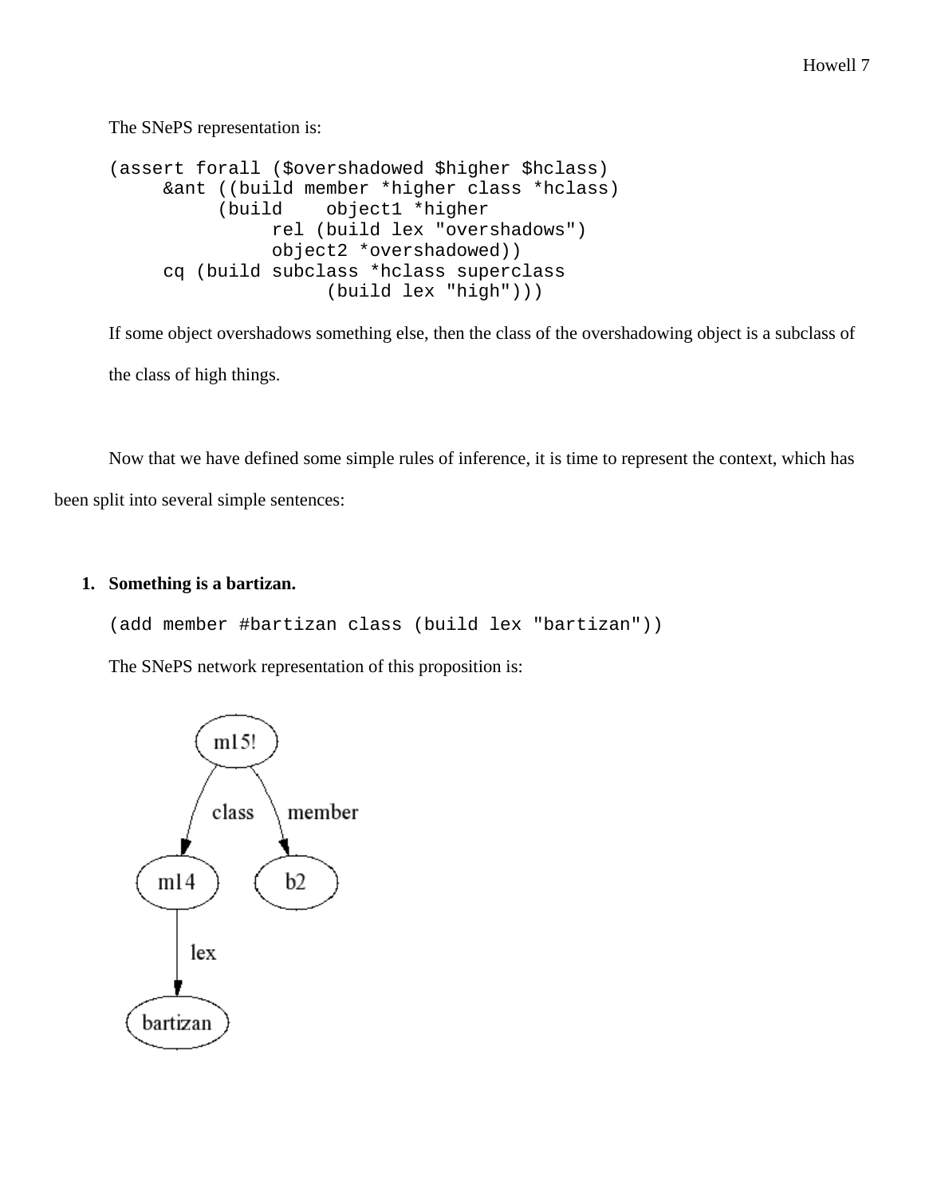The SNePS representation is:

```
(assert forall ($overshadowed $higher $hclass)
     &ant ((build member *higher class *hclass)
          (build    object1 *higher
               rel (build lex "overshadows")
               object2 *overshadowed))
     cq (build subclass *hclass superclass
                    (build lex "high")))
```

If some object overshadows something else, then the class of the overshadowing object is a subclass of the class of high things.

Now that we have defined some simple rules of inference, it is time to represent the context, which has been split into several simple sentences:

1. **Something is a bartizan.**

   ```
   (add member #bartizan class (build lex "bartizan"))
   ```

   The SNePS network representation of this proposition is: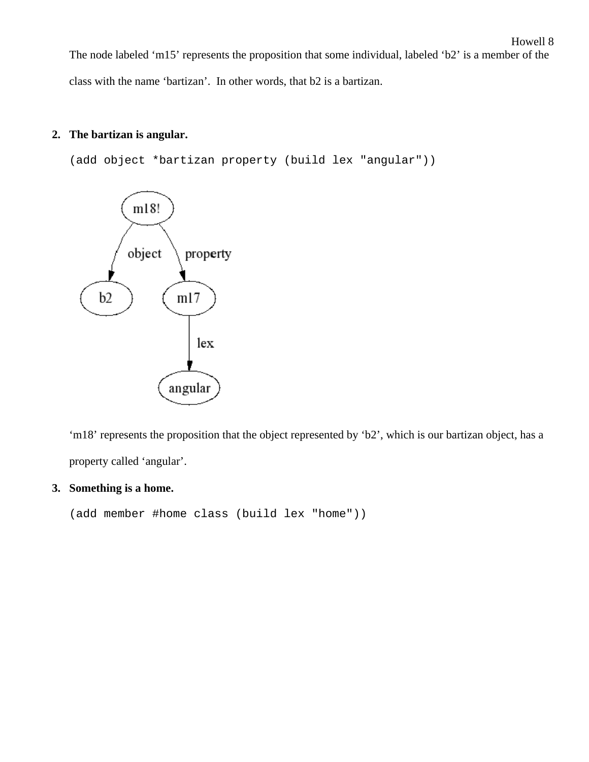The node labeled 'm15' represents the proposition that some individual, labeled 'b2' is a member of the class with the name 'bartizan'. In other words, that b2 is a bartizan.

2. **The bartizan is angular.**

```
(add object *bartizan property (build lex "angular"))
```

'm18' represents the proposition that the object represented by 'b2', which is our bartizan object, has a property called 'angular'.

3. **Something is a home.**

```
(add member #home class (build lex "home"))
```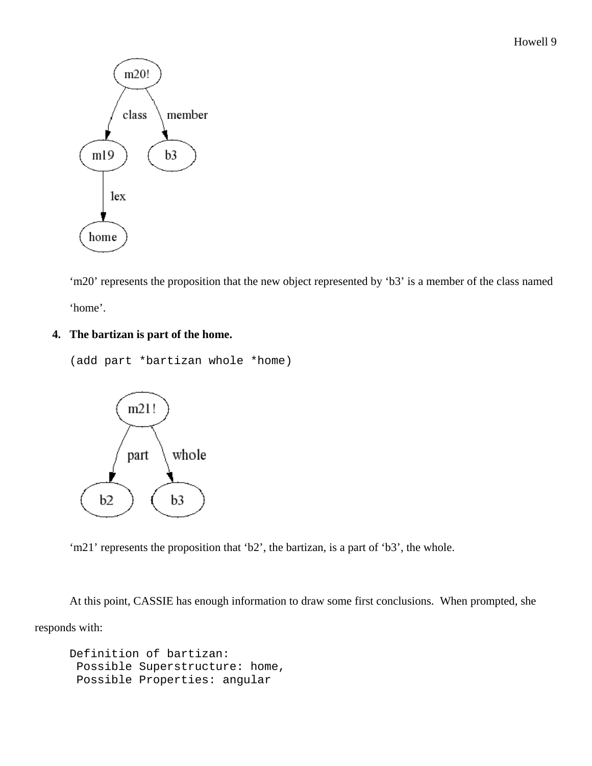'm20' represents the proposition that the new object represented by 'b3' is a member of the class named 'home'.

4. **The bartizan is part of the home.**

```
(add part *bartizan whole *home)
```

'm21' represents the proposition that 'b2', the bartizan, is a part of 'b3', the whole.

At this point, CASSIE has enough information to draw some first conclusions. When prompted, she responds with:

```
Definition of bartizan:
 Possible Superstructure: home,
 Possible Properties: angular
```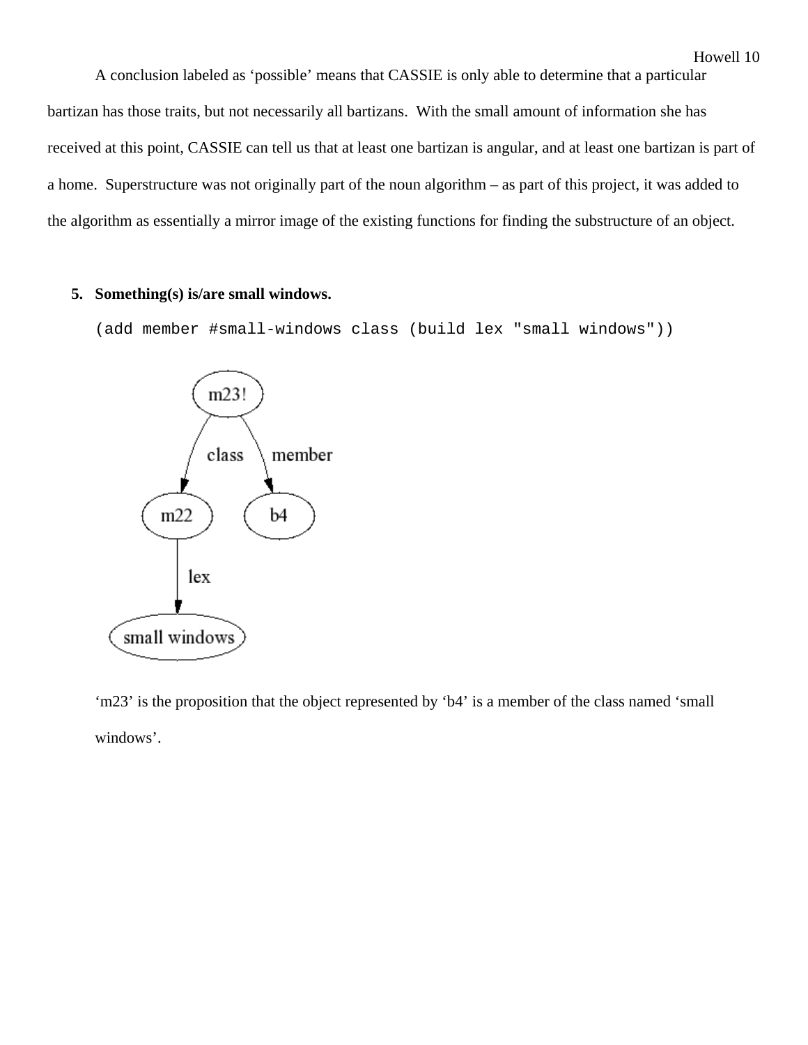A conclusion labeled as 'possible' means that CASSIE is only able to determine that a particular bartizan has those traits, but not necessarily all bartizans. With the small amount of information she has received at this point, CASSIE can tell us that at least one bartizan is angular, and at least one bartizan is part of a home. Superstructure was not originally part of the noun algorithm – as part of this project, it was added to the algorithm as essentially a mirror image of the existing functions for finding the substructure of an object.

5. **Something(s) is/are small windows.**

```
(add member #small-windows class (build lex "small windows"))
```

'm23' is the proposition that the object represented by 'b4' is a member of the class named 'small windows'.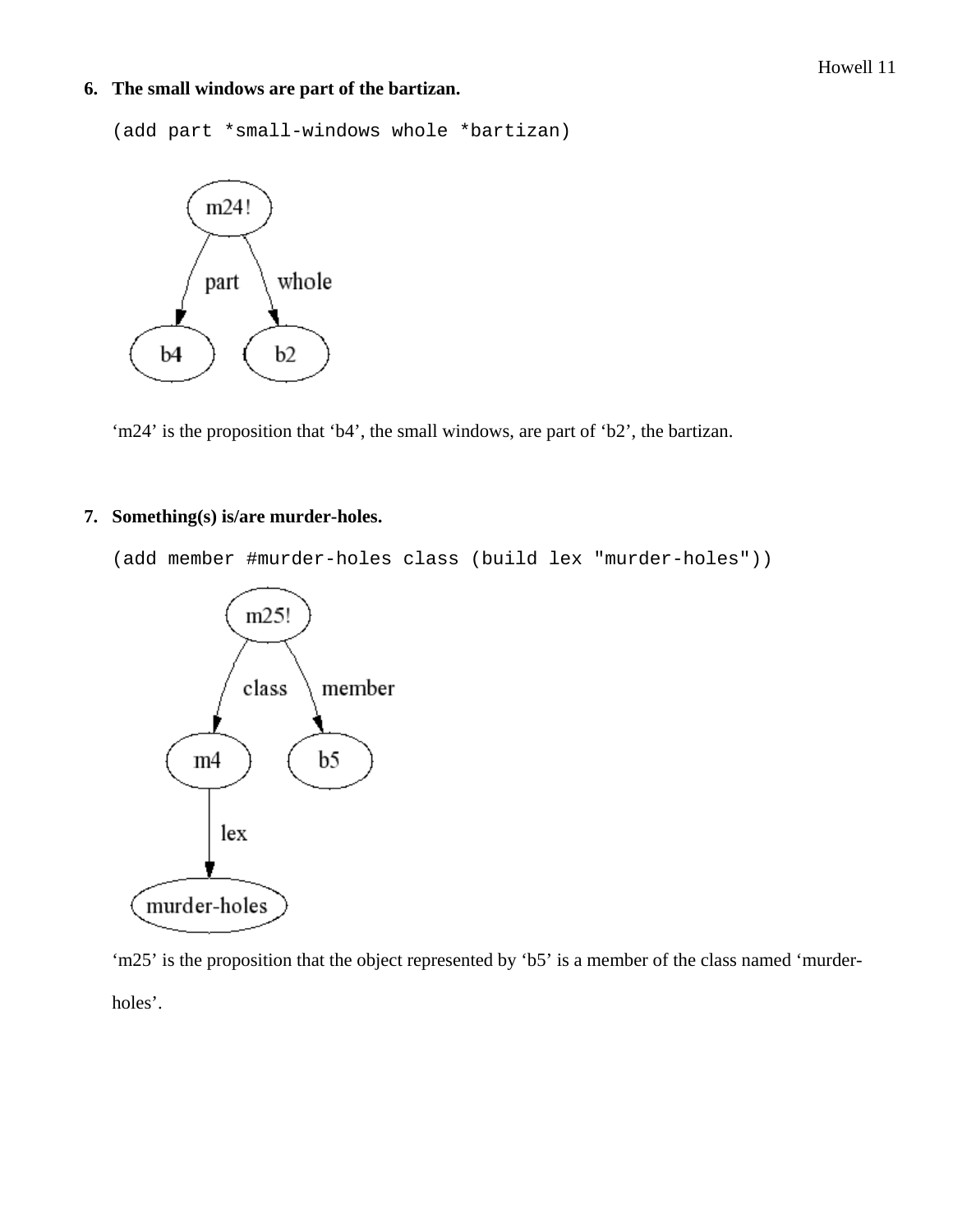6. **The small windows are part of the bartizan.**

```
(add part *small-windows whole *bartizan)
```

‘m24’ is the proposition that ‘b4’, the small windows, are part of ‘b2’, the bartizan.

7. **Something(s) is/are murder-holes.**

```
(add member #murder-holes class (build lex "murder-holes"))
```

‘m25’ is the proposition that the object represented by ‘b5’ is a member of the class named ‘murder-holes’.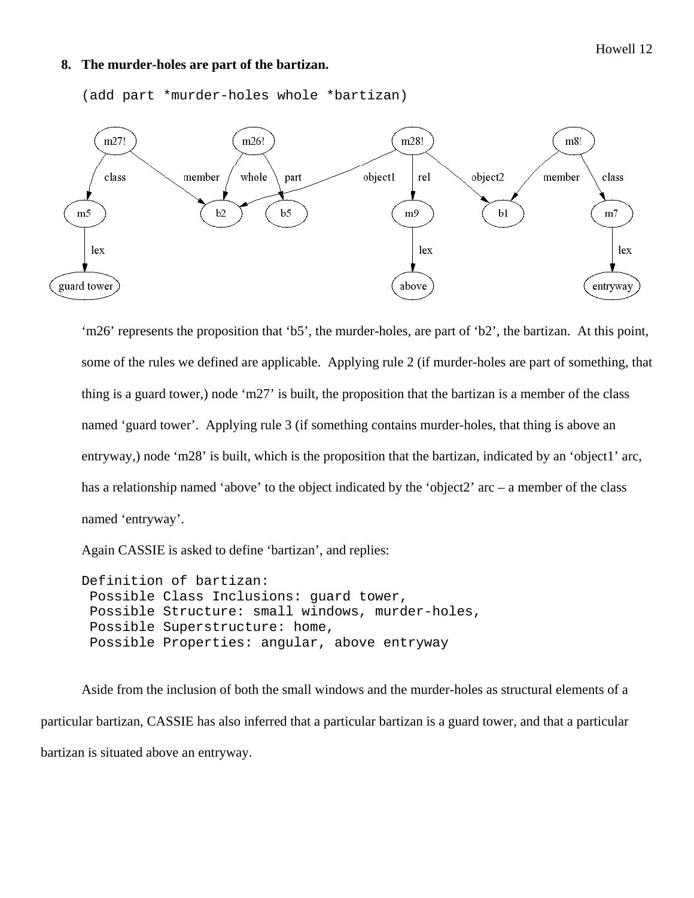**8. The murder-holes are part of the bartizan.**

```
(add part *murder-holes whole *bartizan)
```

'm26' represents the proposition that 'b5', the murder-holes, are part of 'b2', the bartizan. At this point, some of the rules we defined are applicable. Applying rule 2 (if murder-holes are part of something, that thing is a guard tower,) node 'm27' is built, the proposition that the bartizan is a member of the class named 'guard tower'. Applying rule 3 (if something contains murder-holes, that thing is above an entryway,) node 'm28' is built, which is the proposition that the bartizan, indicated by an 'object1' arc, has a relationship named 'above' to the object indicated by the 'object2' arc – a member of the class named 'entryway'.

Again CASSIE is asked to define 'bartizan', and replies:

```
Definition of bartizan:
 Possible Class Inclusions: guard tower,
 Possible Structure: small windows, murder-holes,
 Possible Superstructure: home,
 Possible Properties: angular, above entryway
```

Aside from the inclusion of both the small windows and the murder-holes as structural elements of a particular bartizan, CASSIE has also inferred that a particular bartizan is a guard tower, and that a particular bartizan is situated above an entryway.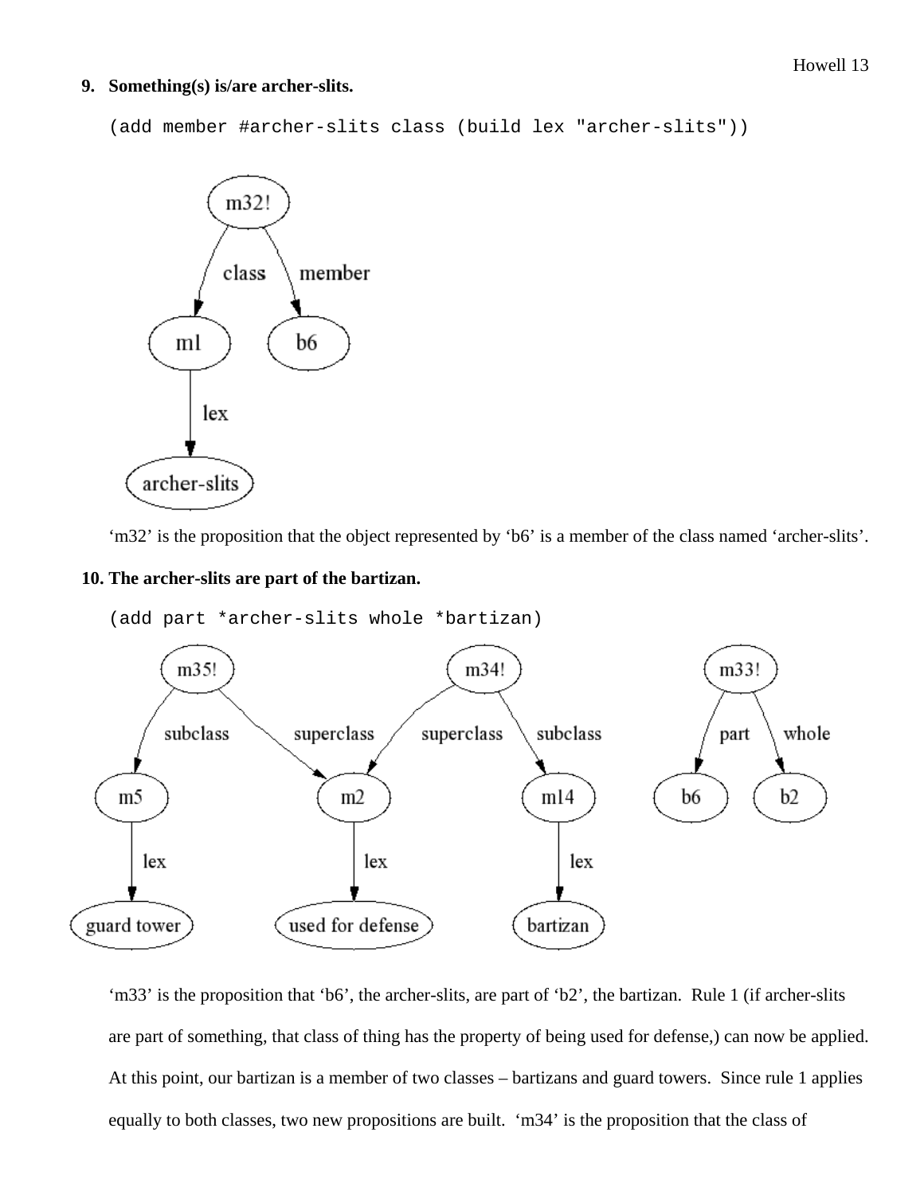9. **Something(s) is/are archer-slits.**

```
(add member #archer-slits class (build lex "archer-slits"))
```

'm32' is the proposition that the object represented by 'b6' is a member of the class named 'archer-slits'.

10. **The archer-slits are part of the bartizan.**

```
(add part *archer-slits whole *bartizan)
```

'm33' is the proposition that 'b6', the archer-slits, are part of 'b2', the bartizan. Rule 1 (if archer-slits are part of something, that class of thing has the property of being used for defense,) can now be applied. At this point, our bartizan is a member of two classes – bartizans and guard towers. Since rule 1 applies equally to both classes, two new propositions are built. 'm34' is the proposition that the class of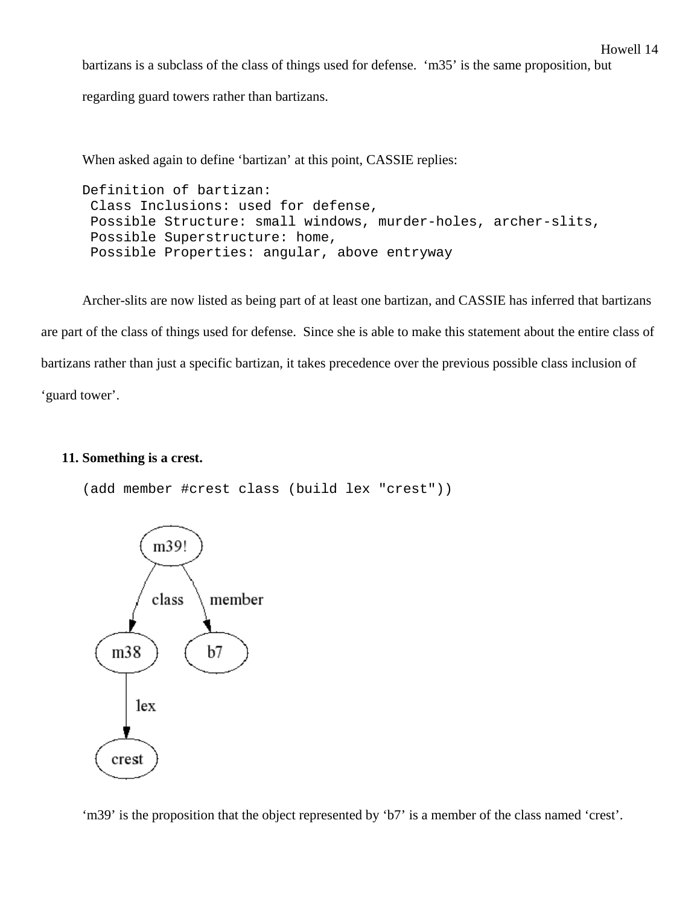bartizans is a subclass of the class of things used for defense. 'm35' is the same proposition, but regarding guard towers rather than bartizans.

When asked again to define 'bartizan' at this point, CASSIE replies:

```
Definition of bartizan:
 Class Inclusions: used for defense,
 Possible Structure: small windows, murder-holes, archer-slits,
 Possible Superstructure: home,
 Possible Properties: angular, above entryway
```

Archer-slits are now listed as being part of at least one bartizan, and CASSIE has inferred that bartizans are part of the class of things used for defense. Since she is able to make this statement about the entire class of bartizans rather than just a specific bartizan, it takes precedence over the previous possible class inclusion of 'guard tower'.

**11. Something is a crest.**

```
(add member #crest class (build lex "crest"))
```

'm39' is the proposition that the object represented by 'b7' is a member of the class named 'crest'.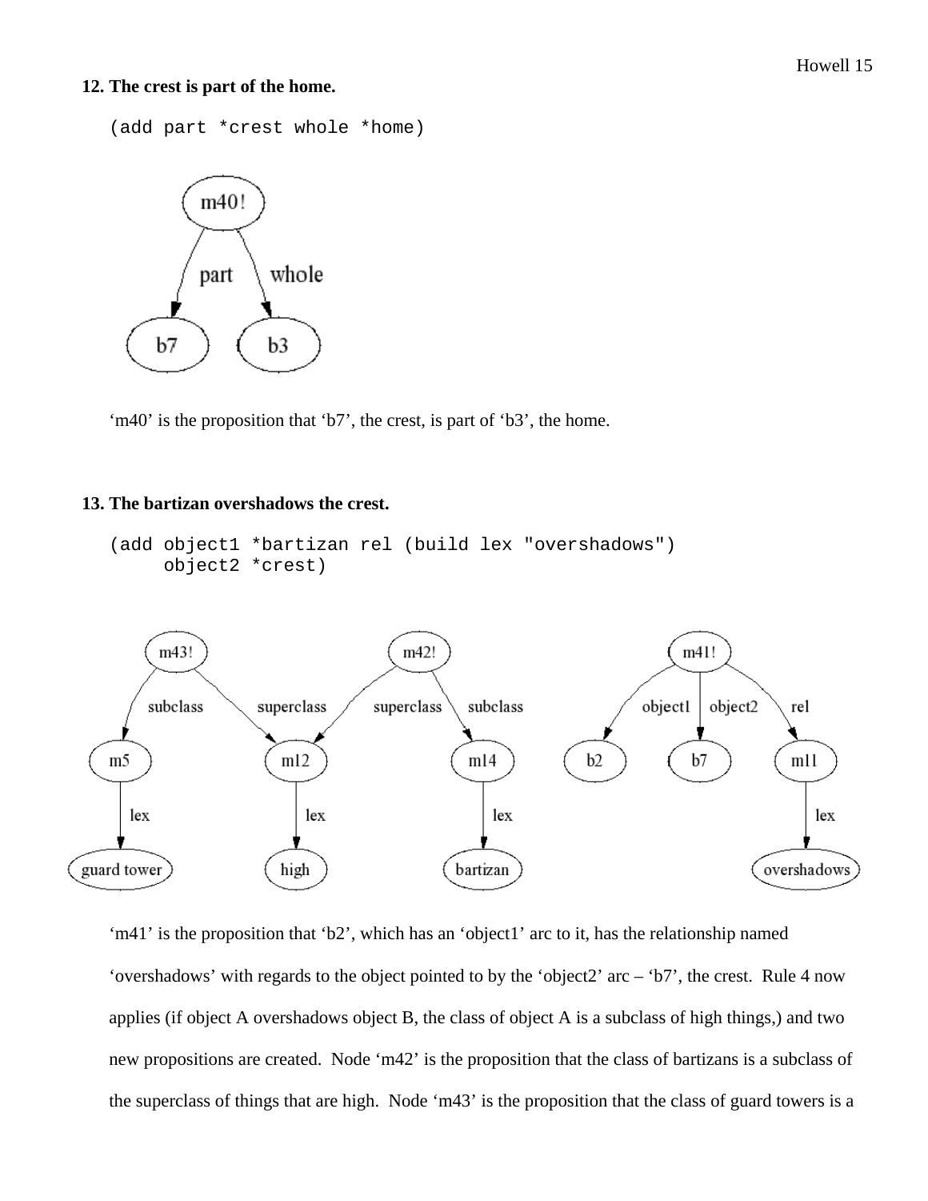**12. The crest is part of the home.**

```
(add part *crest whole *home)
```

'm40' is the proposition that 'b7', the crest, is part of 'b3', the home.

**13. The bartizan overshadows the crest.**

```
(add object1 *bartizan rel (build lex "overshadows")
     object2 *crest)
```

'm41' is the proposition that 'b2', which has an 'object1' arc to it, has the relationship named 'overshadows' with regards to the object pointed to by the 'object2' arc – 'b7', the crest. Rule 4 now applies (if object A overshadows object B, the class of object A is a subclass of high things,) and two new propositions are created. Node 'm42' is the proposition that the class of bartizans is a subclass of the superclass of things that are high. Node 'm43' is the proposition that the class of guard towers is a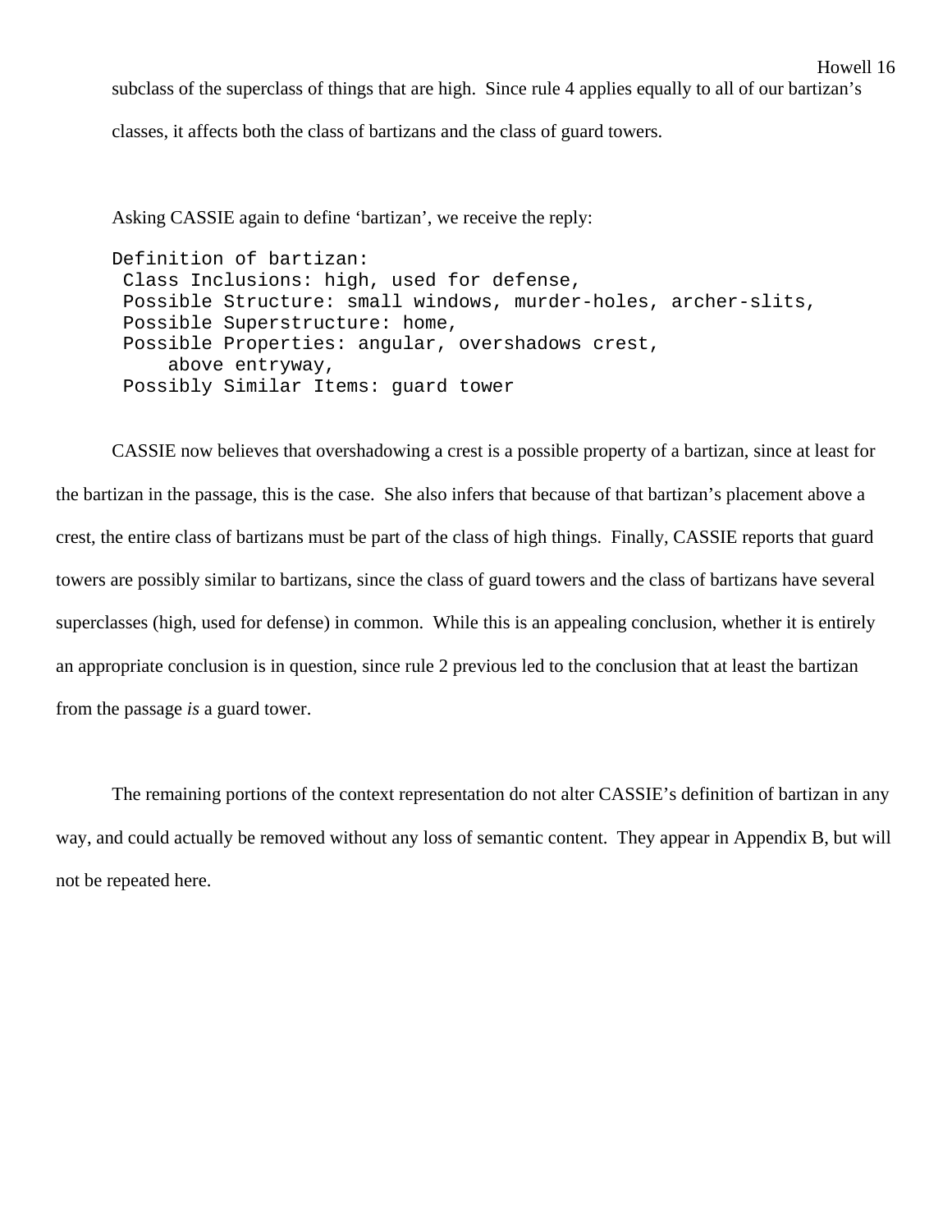subclass of the superclass of things that are high. Since rule 4 applies equally to all of our bartizan's classes, it affects both the class of bartizans and the class of guard towers.

Asking CASSIE again to define 'bartizan', we receive the reply:

```
Definition of bartizan:
 Class Inclusions: high, used for defense,
 Possible Structure: small windows, murder-holes, archer-slits,
 Possible Superstructure: home,
 Possible Properties: angular, overshadows crest,
     above entryway,
 Possibly Similar Items: guard tower
```

CASSIE now believes that overshadowing a crest is a possible property of a bartizan, since at least for the bartizan in the passage, this is the case. She also infers that because of that bartizan's placement above a crest, the entire class of bartizans must be part of the class of high things. Finally, CASSIE reports that guard towers are possibly similar to bartizans, since the class of guard towers and the class of bartizans have several superclasses (high, used for defense) in common. While this is an appealing conclusion, whether it is entirely an appropriate conclusion is in question, since rule 2 previous led to the conclusion that at least the bartizan from the passage *is* a guard tower.

The remaining portions of the context representation do not alter CASSIE's definition of bartizan in any way, and could actually be removed without any loss of semantic content. They appear in Appendix B, but will not be repeated here.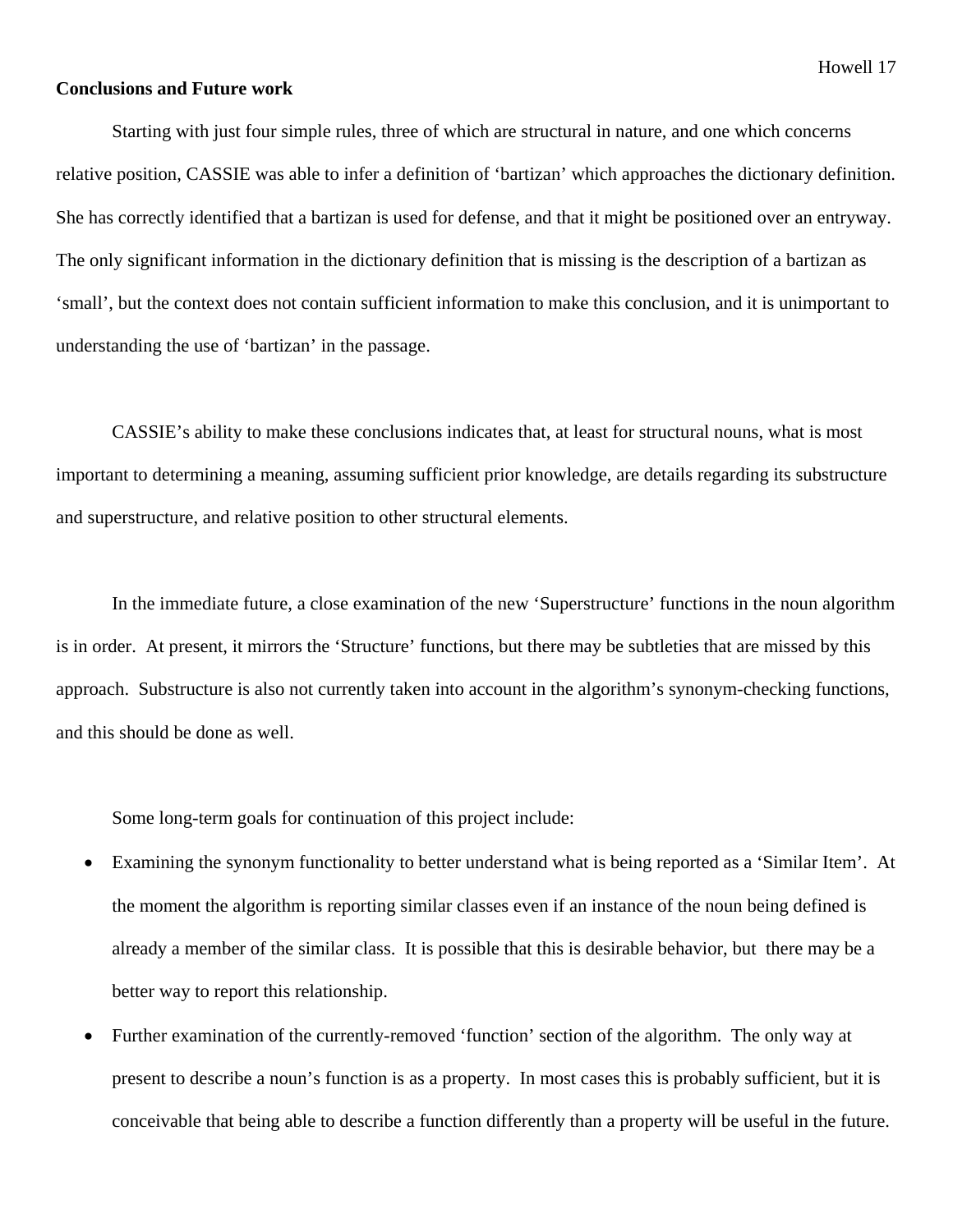**Conclusions and Future work**

Starting with just four simple rules, three of which are structural in nature, and one which concerns relative position, CASSIE was able to infer a definition of 'bartizan' which approaches the dictionary definition. She has correctly identified that a bartizan is used for defense, and that it might be positioned over an entryway. The only significant information in the dictionary definition that is missing is the description of a bartizan as 'small', but the context does not contain sufficient information to make this conclusion, and it is unimportant to understanding the use of 'bartizan' in the passage.

CASSIE's ability to make these conclusions indicates that, at least for structural nouns, what is most important to determining a meaning, assuming sufficient prior knowledge, are details regarding its substructure and superstructure, and relative position to other structural elements.

In the immediate future, a close examination of the new 'Superstructure' functions in the noun algorithm is in order. At present, it mirrors the 'Structure' functions, but there may be subtleties that are missed by this approach. Substructure is also not currently taken into account in the algorithm's synonym-checking functions, and this should be done as well.

Some long-term goals for continuation of this project include:

- Examining the synonym functionality to better understand what is being reported as a 'Similar Item'. At the moment the algorithm is reporting similar classes even if an instance of the noun being defined is already a member of the similar class. It is possible that this is desirable behavior, but there may be a better way to report this relationship.
- Further examination of the currently-removed 'function' section of the algorithm. The only way at present to describe a noun's function is as a property. In most cases this is probably sufficient, but it is conceivable that being able to describe a function differently than a property will be useful in the future.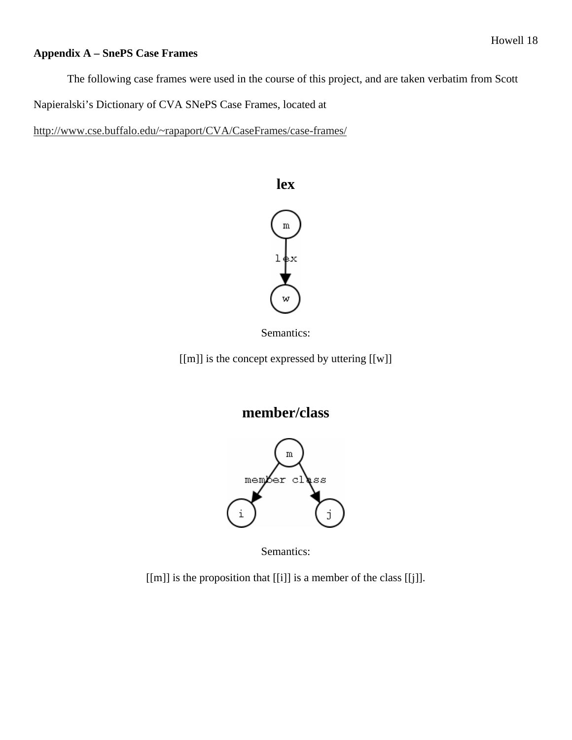**Appendix A – SnePS Case Frames**

The following case frames were used in the course of this project, and are taken verbatim from Scott Napieralski's Dictionary of CVA SNePS Case Frames, located at http://www.cse.buffalo.edu/~rapaport/CVA/CaseFrames/case-frames/

## lex

Semantics:

[[m]] is the concept expressed by uttering [[w]]

## member/class

Semantics:

[[m]] is the proposition that [[i]] is a member of the class [[j]].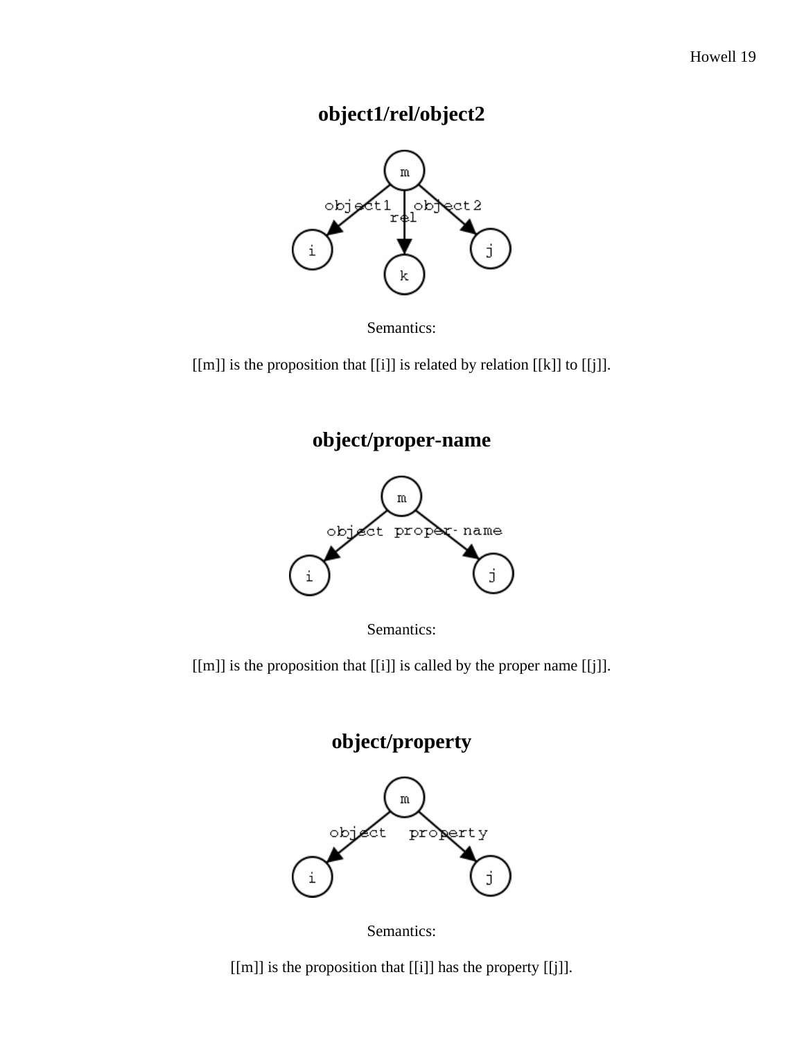## object1/rel/object2

Semantics:

[[m]] is the proposition that [[i]] is related by relation [[k]] to [[j]].

## object/proper-name

Semantics:

[[m]] is the proposition that [[i]] is called by the proper name [[j]].

## object/property

Semantics:

[[m]] is the proposition that [[i]] has the property [[j]].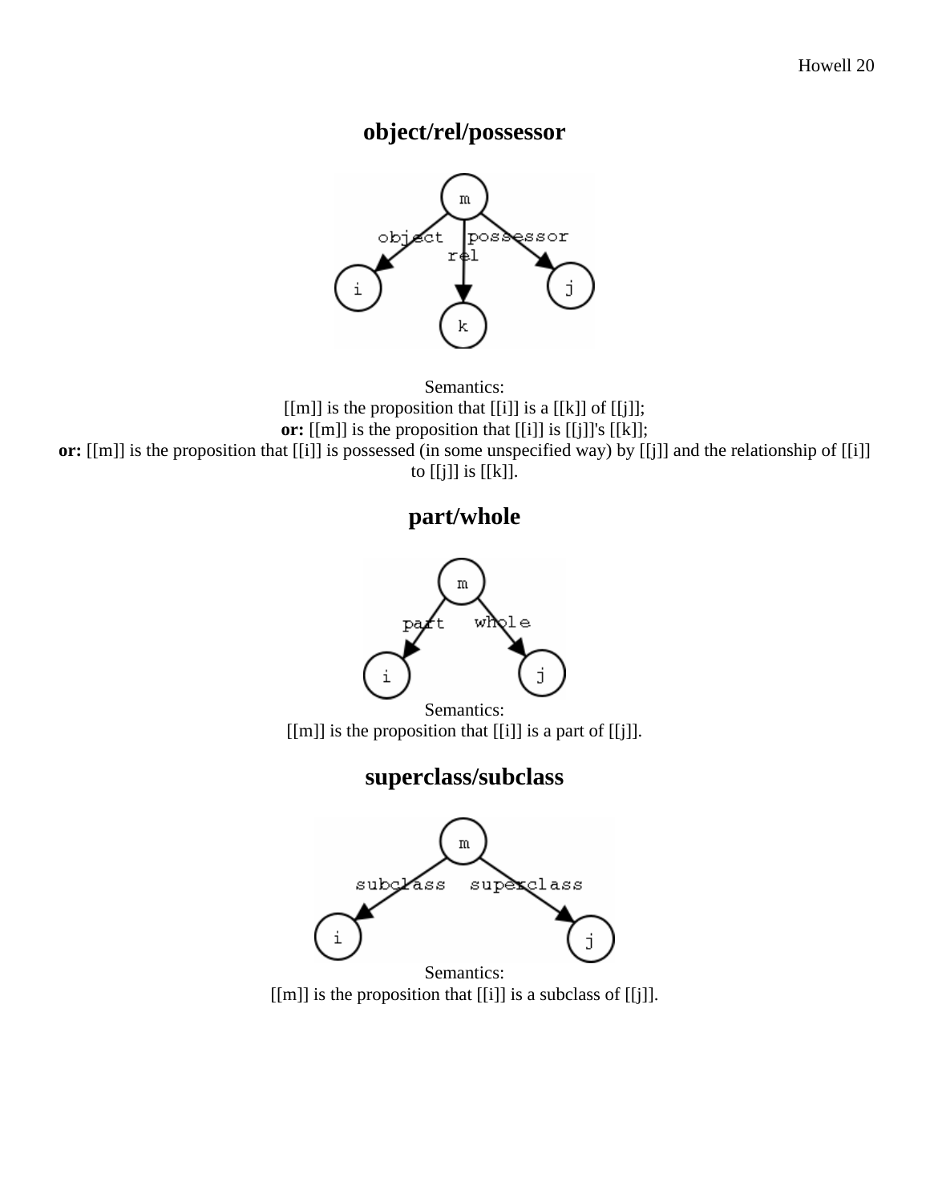## object/rel/possessor

Semantics:
[[m]] is the proposition that [[i]] is a [[k]] of [[j]];
**or:** [[m]] is the proposition that [[i]] is [[j]]'s [[k]];
**or:** [[m]] is the proposition that [[i]] is possessed (in some unspecified way) by [[j]] and the relationship of [[i]] to [[j]] is [[k]].

## part/whole

Semantics:
[[m]] is the proposition that [[i]] is a part of [[j]].

## superclass/subclass

Semantics:
[[m]] is the proposition that [[i]] is a subclass of [[j]].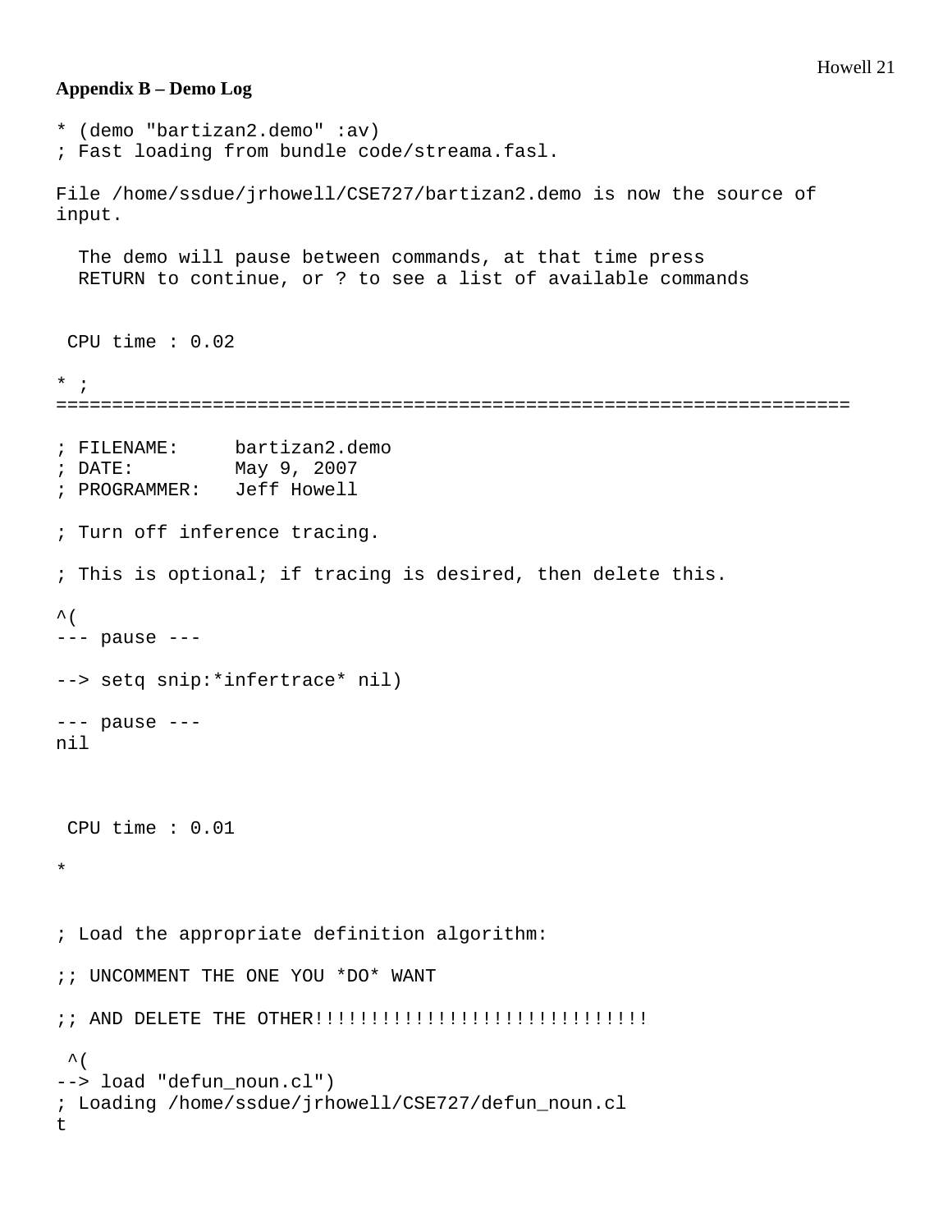**Appendix B – Demo Log**

```
* (demo "bartizan2.demo" :av)
; Fast loading from bundle code/streama.fasl.

File /home/ssdue/jrhowell/CSE727/bartizan2.demo is now the source of
input.

  The demo will pause between commands, at that time press
  RETURN to continue, or ? to see a list of available commands


 CPU time : 0.02

* ;
=======================================================================

; FILENAME:     bartizan2.demo
; DATE:         May 9, 2007
; PROGRAMMER:   Jeff Howell

; Turn off inference tracing.

; This is optional; if tracing is desired, then delete this.

^(
--- pause ---

--> setq snip:*infertrace* nil)

--- pause ---
nil



 CPU time : 0.01

*



; Load the appropriate definition algorithm:

;; UNCOMMENT THE ONE YOU *DO* WANT

;; AND DELETE THE OTHER!!!!!!!!!!!!!!!!!!!!!!!!!!!!!!

 ^(
--> load "defun_noun.cl")
; Loading /home/ssdue/jrhowell/CSE727/defun_noun.cl
t
```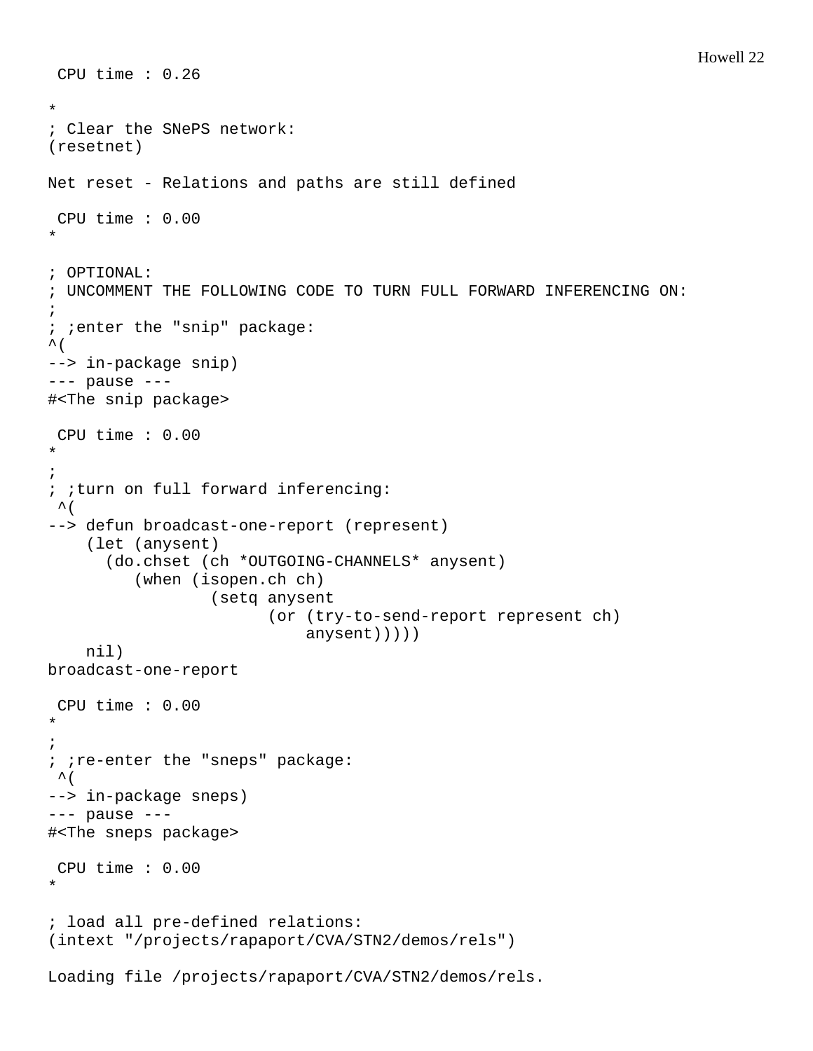```
 CPU time : 0.26

*
; Clear the SNePS network:
(resetnet)

Net reset - Relations and paths are still defined

 CPU time : 0.00
*

; OPTIONAL:
; UNCOMMENT THE FOLLOWING CODE TO TURN FULL FORWARD INFERENCING ON:
;
; ;enter the "snip" package:
^(
--> in-package snip)
--- pause ---
#<The snip package>

 CPU time : 0.00
*
;
; ;turn on full forward inferencing:
 ^(
--> defun broadcast-one-report (represent)
    (let (anysent)
      (do.chset (ch *OUTGOING-CHANNELS* anysent)
         (when (isopen.ch ch)
                 (setq anysent
                       (or (try-to-send-report represent ch)
                           anysent)))))
    nil)
broadcast-one-report

 CPU time : 0.00
*
;
; ;re-enter the "sneps" package:
 ^(
--> in-package sneps)
--- pause ---
#<The sneps package>

 CPU time : 0.00
*

; load all pre-defined relations:
(intext "/projects/rapaport/CVA/STN2/demos/rels")

Loading file /projects/rapaport/CVA/STN2/demos/rels.
```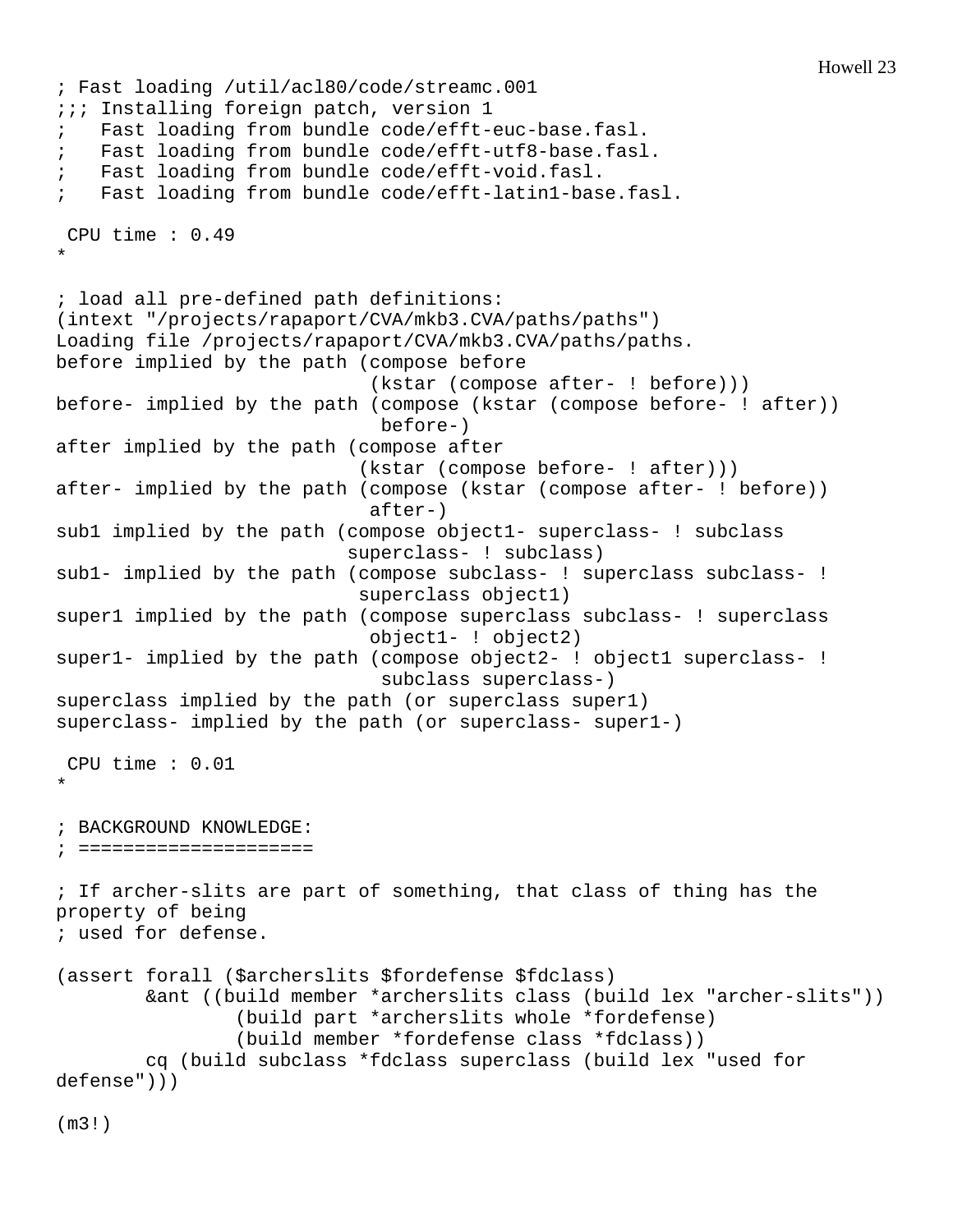```
; Fast loading /util/acl80/code/streamc.001
;;; Installing foreign patch, version 1
;   Fast loading from bundle code/efft-euc-base.fasl.
;   Fast loading from bundle code/efft-utf8-base.fasl.
;   Fast loading from bundle code/efft-void.fasl.
;   Fast loading from bundle code/efft-latin1-base.fasl.

 CPU time : 0.49
*

; load all pre-defined path definitions:
(intext "/projects/rapaport/CVA/mkb3.CVA/paths/paths")
Loading file /projects/rapaport/CVA/mkb3.CVA/paths/paths.
before implied by the path (compose before
                             (kstar (compose after- ! before)))
before- implied by the path (compose (kstar (compose before- ! after))
                              before-)
after implied by the path (compose after
                            (kstar (compose before- ! after)))
after- implied by the path (compose (kstar (compose after- ! before))
                             after-)
sub1 implied by the path (compose object1- superclass- ! subclass
                           superclass- ! subclass)
sub1- implied by the path (compose subclass- ! superclass subclass- !
                            superclass object1)
super1 implied by the path (compose superclass subclass- ! superclass
                             object1- ! object2)
super1- implied by the path (compose object2- ! object1 superclass- !
                              subclass superclass-)
superclass implied by the path (or superclass super1)
superclass- implied by the path (or superclass- super1-)

 CPU time : 0.01
*

; BACKGROUND KNOWLEDGE:
; =====================

; If archer-slits are part of something, that class of thing has the
property of being
; used for defense.

(assert forall ($archerslits $fordefense $fdclass)
        &ant ((build member *archerslits class (build lex "archer-slits"))
                (build part *archerslits whole *fordefense)
                (build member *fordefense class *fdclass))
        cq (build subclass *fdclass superclass (build lex "used for
defense")))

(m3!)
```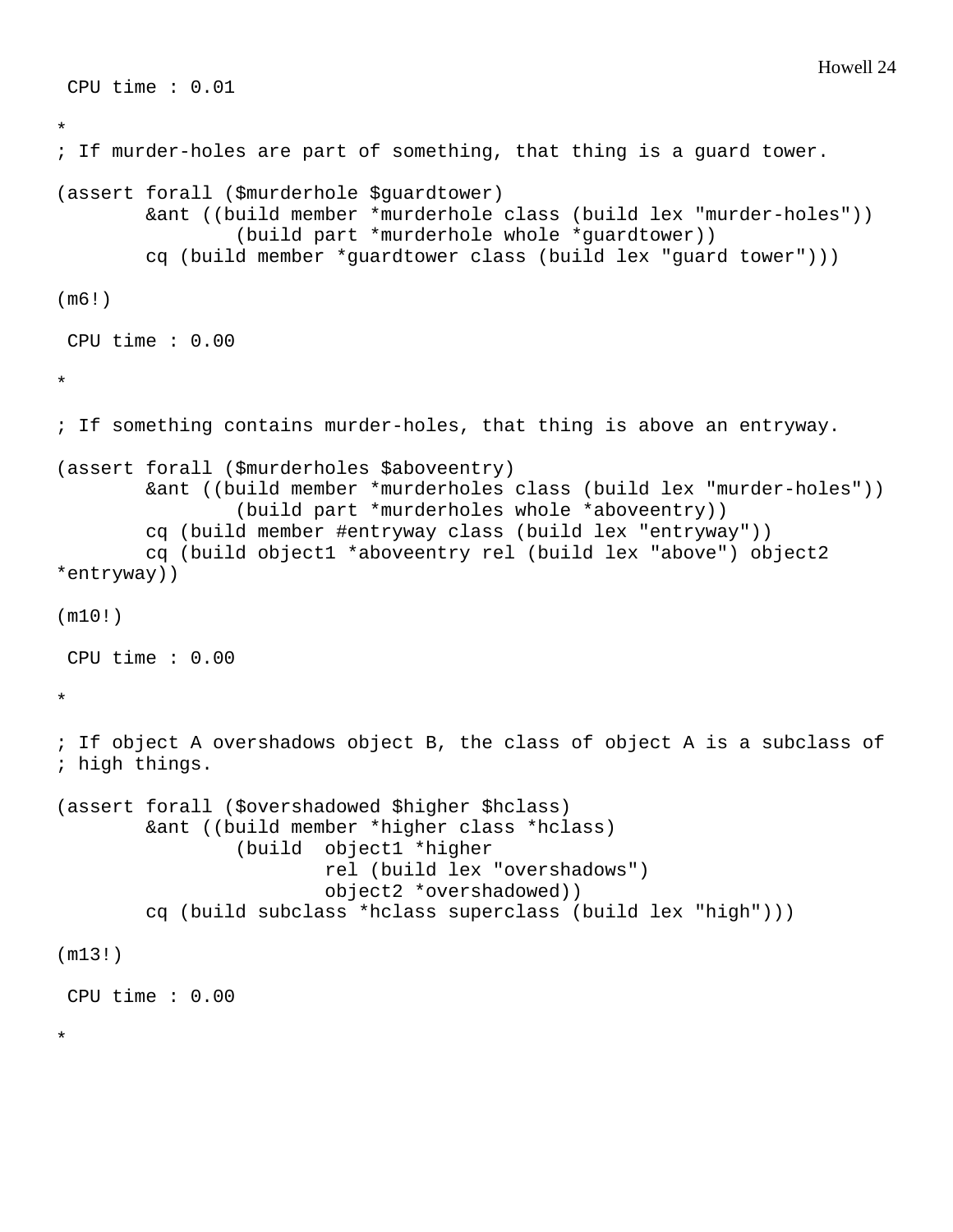```
 CPU time : 0.01

*
; If murder-holes are part of something, that thing is a guard tower.

(assert forall ($murderhole $guardtower)
        &ant ((build member *murderhole class (build lex "murder-holes"))
                (build part *murderhole whole *guardtower))
        cq (build member *guardtower class (build lex "guard tower")))

(m6!)

 CPU time : 0.00

*

; If something contains murder-holes, that thing is above an entryway.

(assert forall ($murderholes $aboveentry)
        &ant ((build member *murderholes class (build lex "murder-holes"))
                (build part *murderholes whole *aboveentry))
        cq (build member #entryway class (build lex "entryway"))
        cq (build object1 *aboveentry rel (build lex "above") object2
*entryway))

(m10!)

 CPU time : 0.00

*

; If object A overshadows object B, the class of object A is a subclass of
; high things.

(assert forall ($overshadowed $higher $hclass)
        &ant ((build member *higher class *hclass)
                (build  object1 *higher
                        rel (build lex "overshadows")
                        object2 *overshadowed))
        cq (build subclass *hclass superclass (build lex "high")))

(m13!)

 CPU time : 0.00

*
```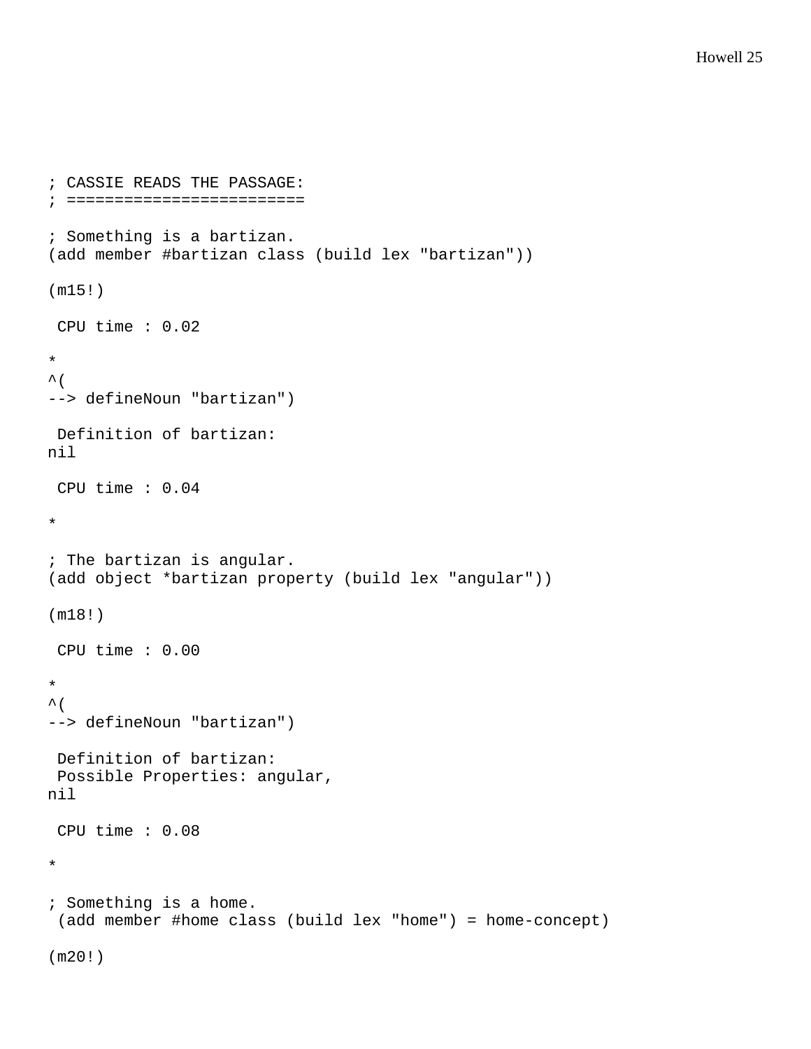```
; CASSIE READS THE PASSAGE:
; =======================

; Something is a bartizan.
(add member #bartizan class (build lex "bartizan"))

(m15!)

 CPU time : 0.02

*
^(
--> defineNoun "bartizan")

 Definition of bartizan:
nil

 CPU time : 0.04

*

; The bartizan is angular.
(add object *bartizan property (build lex "angular"))

(m18!)

 CPU time : 0.00

*
^(
--> defineNoun "bartizan")

 Definition of bartizan:
 Possible Properties: angular,
nil

 CPU time : 0.08

*

; Something is a home.
 (add member #home class (build lex "home") = home-concept)

(m20!)
```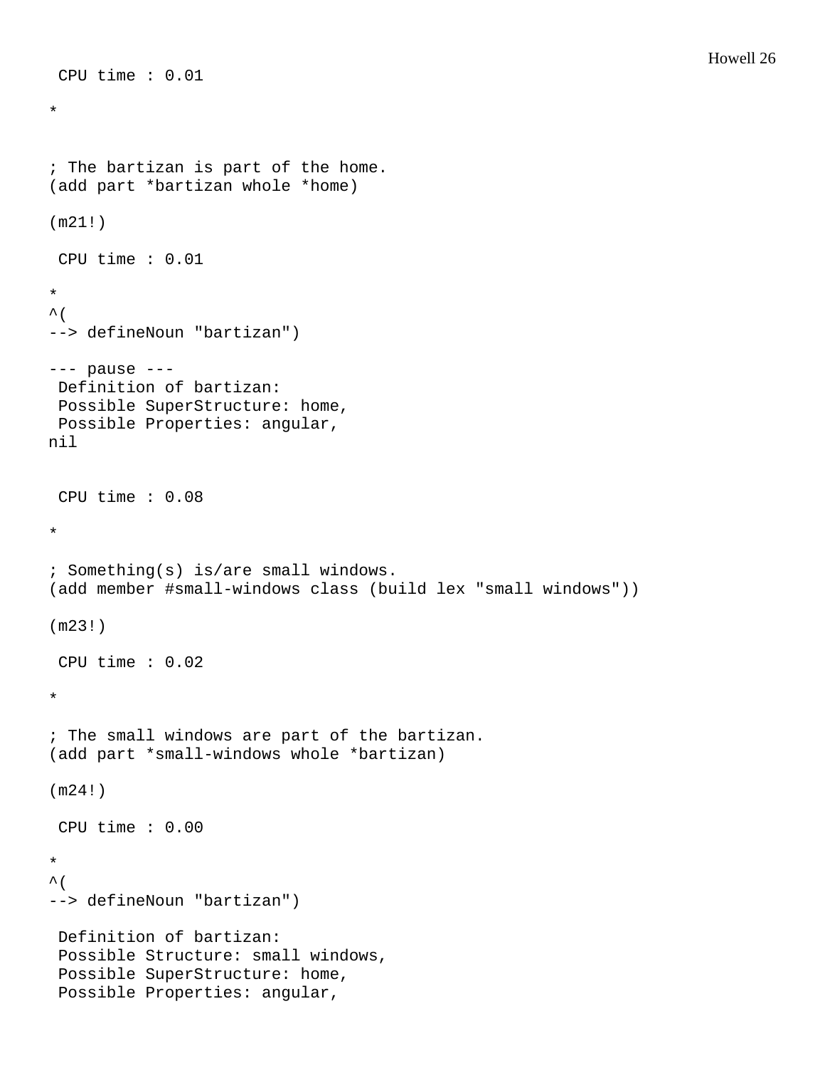```
 CPU time : 0.01

*


; The bartizan is part of the home.
(add part *bartizan whole *home)

(m21!)

 CPU time : 0.01

*
^(
--> defineNoun "bartizan")

--- pause ---
 Definition of bartizan:
 Possible SuperStructure: home,
 Possible Properties: angular,
nil


 CPU time : 0.08

*

; Something(s) is/are small windows.
(add member #small-windows class (build lex "small windows"))

(m23!)

 CPU time : 0.02

*

; The small windows are part of the bartizan.
(add part *small-windows whole *bartizan)

(m24!)

 CPU time : 0.00

*
^(
--> defineNoun "bartizan")

 Definition of bartizan:
 Possible Structure: small windows,
 Possible SuperStructure: home,
 Possible Properties: angular,
```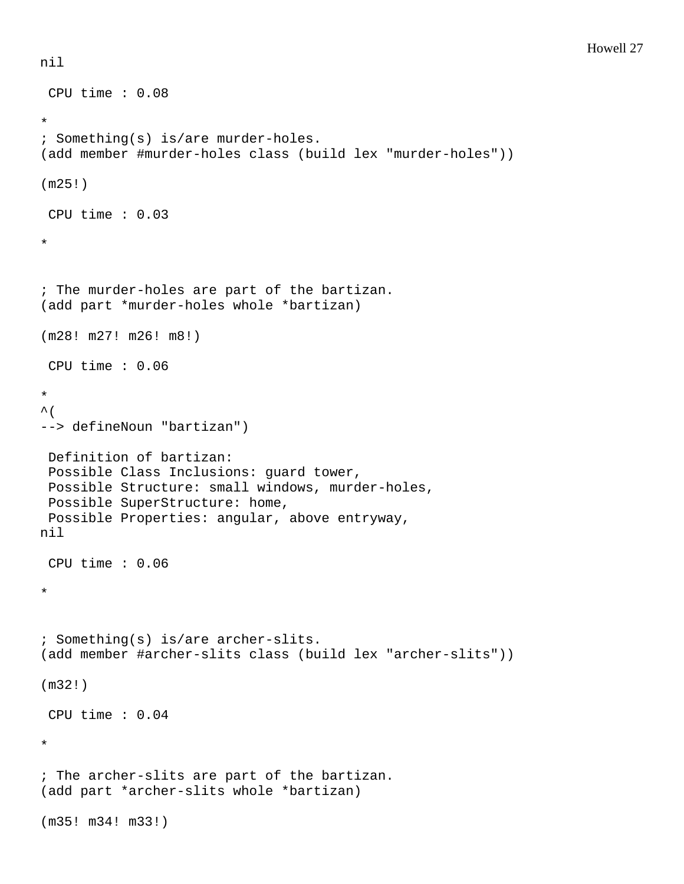```
nil

 CPU time : 0.08

*
; Something(s) is/are murder-holes.
(add member #murder-holes class (build lex "murder-holes"))

(m25!)

 CPU time : 0.03

*


; The murder-holes are part of the bartizan.
(add part *murder-holes whole *bartizan)

(m28! m27! m26! m8!)

 CPU time : 0.06

*
^(
--> defineNoun "bartizan")

 Definition of bartizan:
 Possible Class Inclusions: guard tower,
 Possible Structure: small windows, murder-holes,
 Possible SuperStructure: home,
 Possible Properties: angular, above entryway,
nil

 CPU time : 0.06

*


; Something(s) is/are archer-slits.
(add member #archer-slits class (build lex "archer-slits"))

(m32!)

 CPU time : 0.04

*

; The archer-slits are part of the bartizan.
(add part *archer-slits whole *bartizan)

(m35! m34! m33!)
```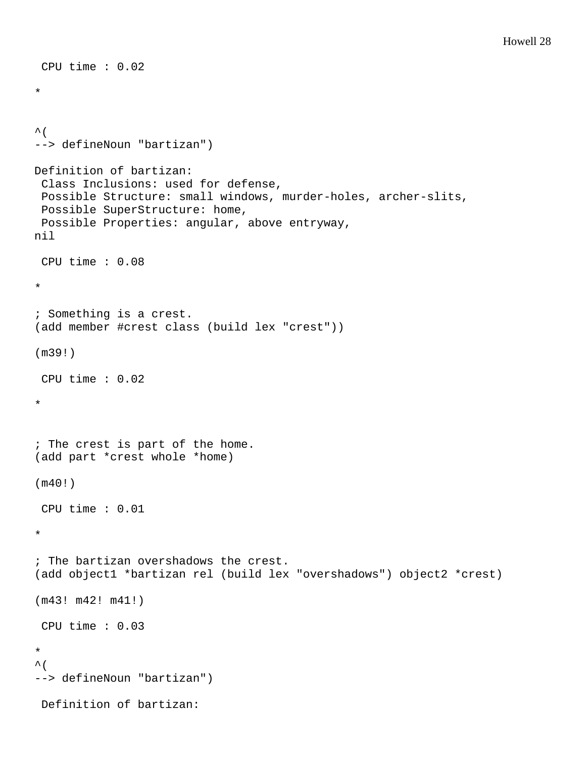```
 CPU time : 0.02

*


^(
--> defineNoun "bartizan")

Definition of bartizan:
 Class Inclusions: used for defense,
 Possible Structure: small windows, murder-holes, archer-slits,
 Possible SuperStructure: home,
 Possible Properties: angular, above entryway,
nil

 CPU time : 0.08

*

; Something is a crest.
(add member #crest class (build lex "crest"))

(m39!)

 CPU time : 0.02

*


; The crest is part of the home.
(add part *crest whole *home)

(m40!)

 CPU time : 0.01

*

; The bartizan overshadows the crest.
(add object1 *bartizan rel (build lex "overshadows") object2 *crest)

(m43! m42! m41!)

 CPU time : 0.03

*
^(
--> defineNoun "bartizan")

 Definition of bartizan:
```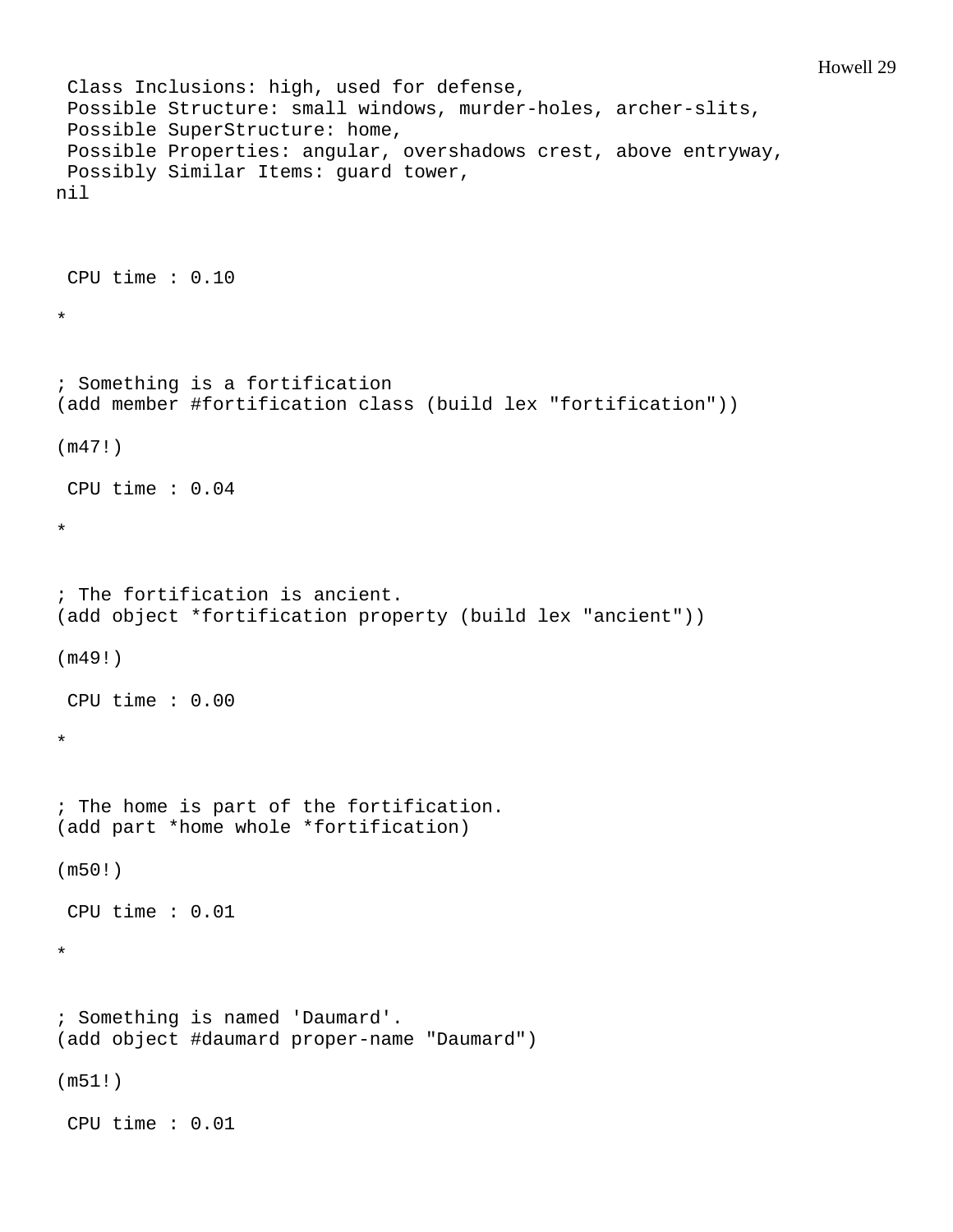```
 Class Inclusions: high, used for defense,
 Possible Structure: small windows, murder-holes, archer-slits,
 Possible SuperStructure: home,
 Possible Properties: angular, overshadows crest, above entryway,
 Possibly Similar Items: guard tower,
nil



 CPU time : 0.10

*


; Something is a fortification
(add member #fortification class (build lex "fortification"))

(m47!)

 CPU time : 0.04

*


; The fortification is ancient.
(add object *fortification property (build lex "ancient"))

(m49!)

 CPU time : 0.00

*


; The home is part of the fortification.
(add part *home whole *fortification)

(m50!)

 CPU time : 0.01

*


; Something is named 'Daumard'.
(add object #daumard proper-name "Daumard")

(m51!)

 CPU time : 0.01
```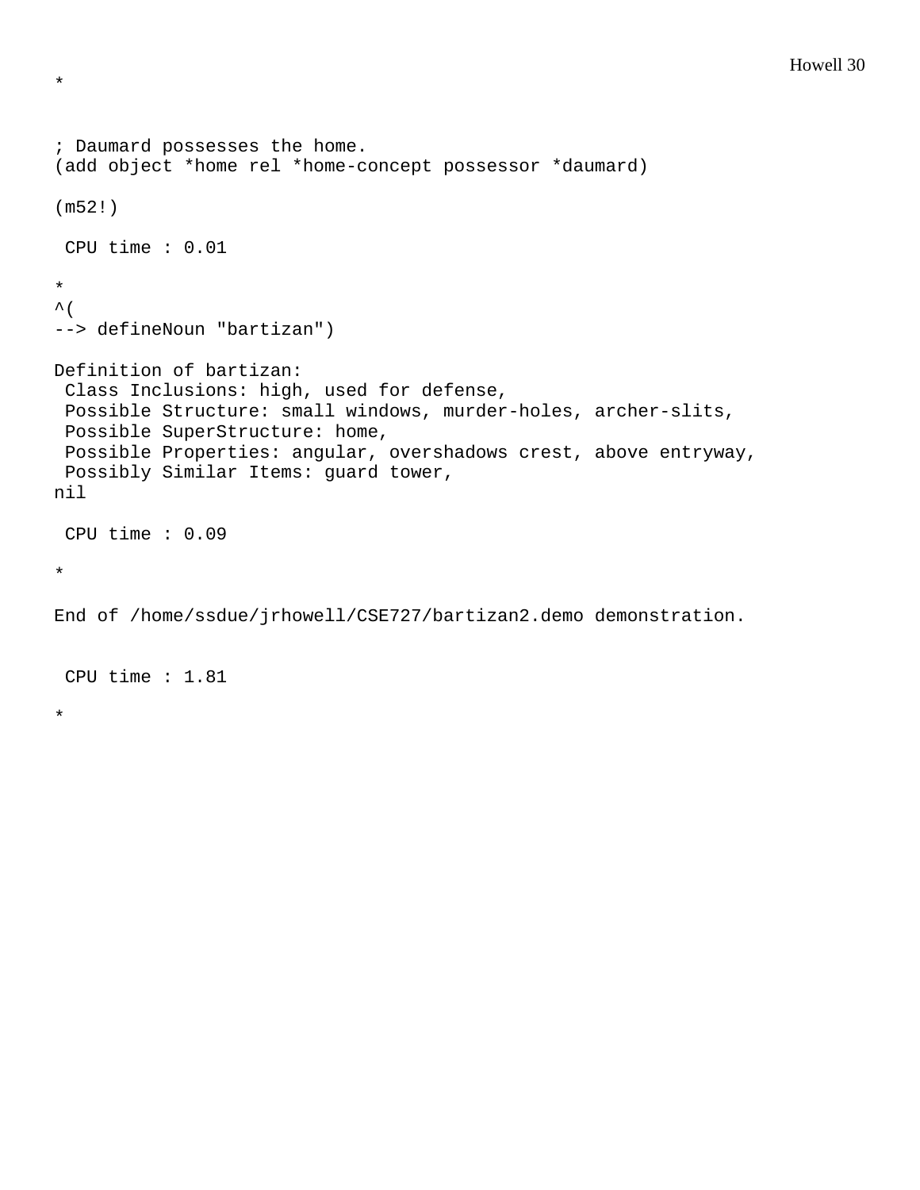```
*

; Daumard possesses the home.
(add object *home rel *home-concept possessor *daumard)

(m52!)

 CPU time : 0.01

*
^(
--> defineNoun "bartizan")

Definition of bartizan:
 Class Inclusions: high, used for defense,
 Possible Structure: small windows, murder-holes, archer-slits,
 Possible SuperStructure: home,
 Possible Properties: angular, overshadows crest, above entryway,
 Possibly Similar Items: guard tower,
nil

 CPU time : 0.09

*

End of /home/ssdue/jrhowell/CSE727/bartizan2.demo demonstration.


 CPU time : 1.81

*
```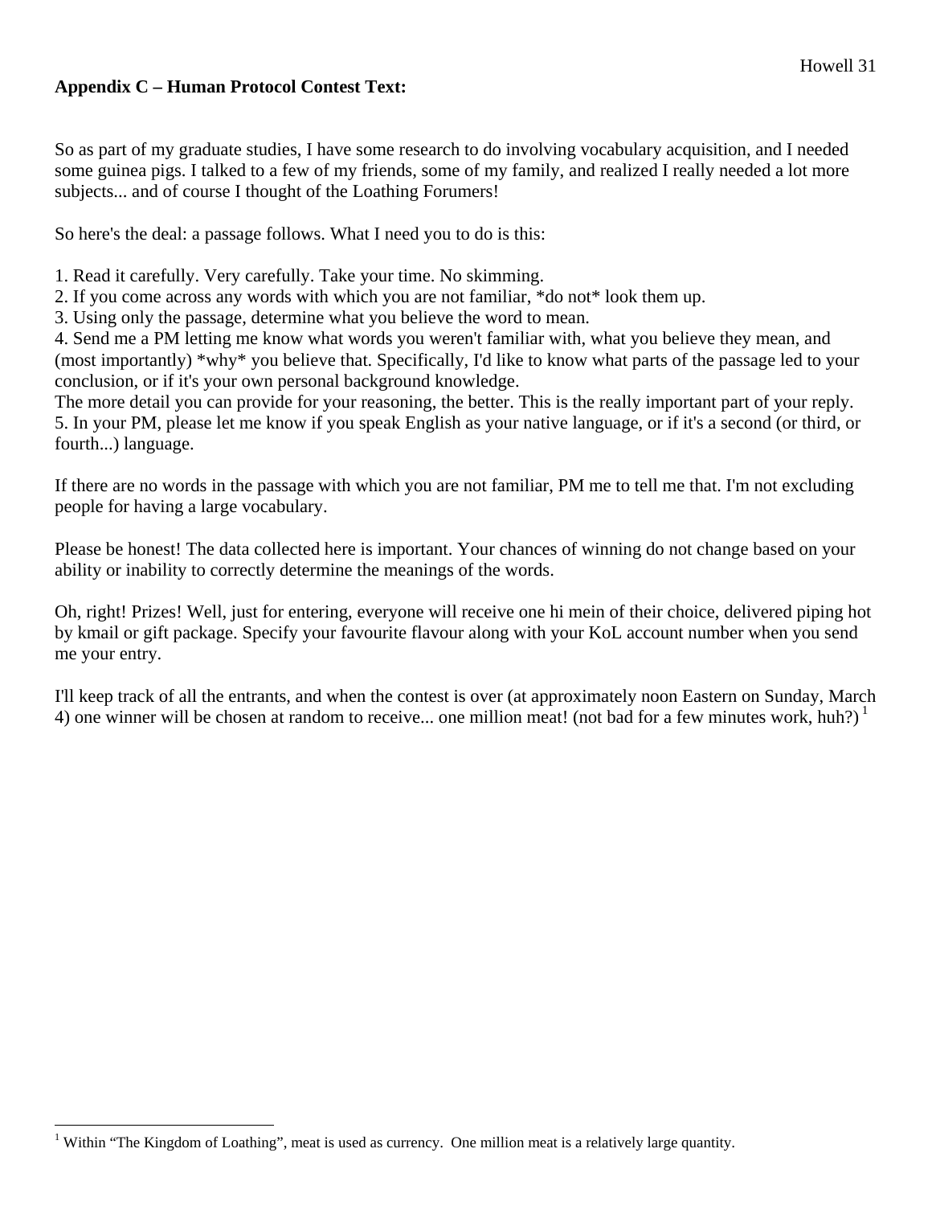**Appendix C – Human Protocol Contest Text:**

So as part of my graduate studies, I have some research to do involving vocabulary acquisition, and I needed some guinea pigs. I talked to a few of my friends, some of my family, and realized I really needed a lot more subjects... and of course I thought of the Loathing Forumers!

So here's the deal: a passage follows. What I need you to do is this:

1. Read it carefully. Very carefully. Take your time. No skimming.
2. If you come across any words with which you are not familiar, *do not* look them up.
3. Using only the passage, determine what you believe the word to mean.
4. Send me a PM letting me know what words you weren't familiar with, what you believe they mean, and (most importantly) *why* you believe that. Specifically, I'd like to know what parts of the passage led to your conclusion, or if it's your own personal background knowledge.
The more detail you can provide for your reasoning, the better. This is the really important part of your reply.
5. In your PM, please let me know if you speak English as your native language, or if it's a second (or third, or fourth...) language.

If there are no words in the passage with which you are not familiar, PM me to tell me that. I'm not excluding people for having a large vocabulary.

Please be honest! The data collected here is important. Your chances of winning do not change based on your ability or inability to correctly determine the meanings of the words.

Oh, right! Prizes! Well, just for entering, everyone will receive one hi mein of their choice, delivered piping hot by kmail or gift package. Specify your favourite flavour along with your KoL account number when you send me your entry.

I'll keep track of all the entrants, and when the contest is over (at approximately noon Eastern on Sunday, March 4) one winner will be chosen at random to receive... one million meat! (not bad for a few minutes work, huh?) [1]

[1] Within "The Kingdom of Loathing", meat is used as currency. One million meat is a relatively large quantity.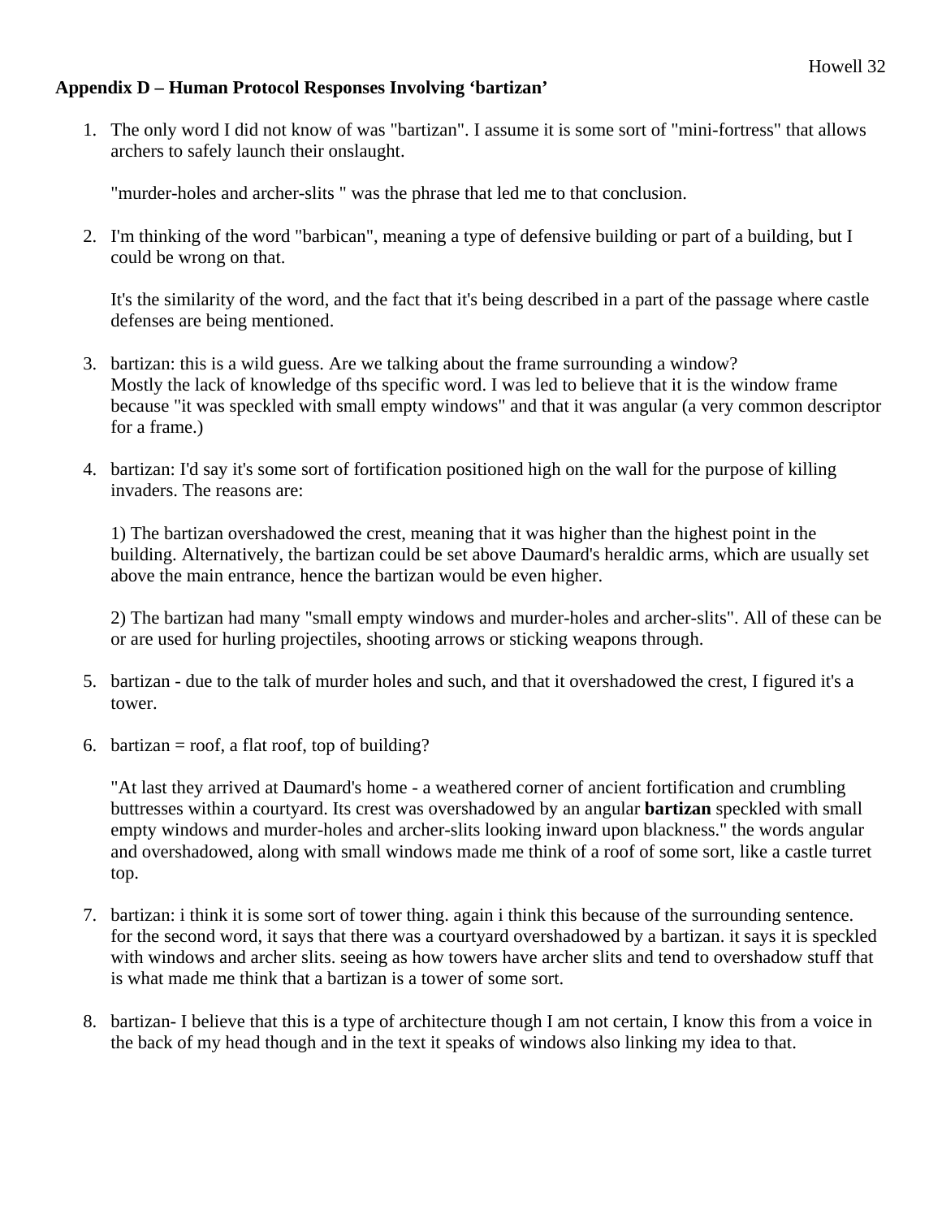**Appendix D – Human Protocol Responses Involving 'bartizan'**

1. The only word I did not know of was "bartizan". I assume it is some sort of "mini-fortress" that allows archers to safely launch their onslaught.

   "murder-holes and archer-slits " was the phrase that led me to that conclusion.

2. I'm thinking of the word "barbican", meaning a type of defensive building or part of a building, but I could be wrong on that.

   It's the similarity of the word, and the fact that it's being described in a part of the passage where castle defenses are being mentioned.

3. bartizan: this is a wild guess. Are we talking about the frame surrounding a window?
   Mostly the lack of knowledge of ths specific word. I was led to believe that it is the window frame because "it was speckled with small empty windows" and that it was angular (a very common descriptor for a frame.)

4. bartizan: I'd say it's some sort of fortification positioned high on the wall for the purpose of killing invaders. The reasons are:

   1) The bartizan overshadowed the crest, meaning that it was higher than the highest point in the building. Alternatively, the bartizan could be set above Daumard's heraldic arms, which are usually set above the main entrance, hence the bartizan would be even higher.

   2) The bartizan had many "small empty windows and murder-holes and archer-slits". All of these can be or are used for hurling projectiles, shooting arrows or sticking weapons through.

5. bartizan - due to the talk of murder holes and such, and that it overshadowed the crest, I figured it's a tower.

6. bartizan = roof, a flat roof, top of building?

   "At last they arrived at Daumard's home - a weathered corner of ancient fortification and crumbling buttresses within a courtyard. Its crest was overshadowed by an angular **bartizan** speckled with small empty windows and murder-holes and archer-slits looking inward upon blackness." the words angular and overshadowed, along with small windows made me think of a roof of some sort, like a castle turret top.

7. bartizan: i think it is some sort of tower thing. again i think this because of the surrounding sentence. for the second word, it says that there was a courtyard overshadowed by a bartizan. it says it is speckled with windows and archer slits. seeing as how towers have archer slits and tend to overshadow stuff that is what made me think that a bartizan is a tower of some sort.

8. bartizan- I believe that this is a type of architecture though I am not certain, I know this from a voice in the back of my head though and in the text it speaks of windows also linking my idea to that.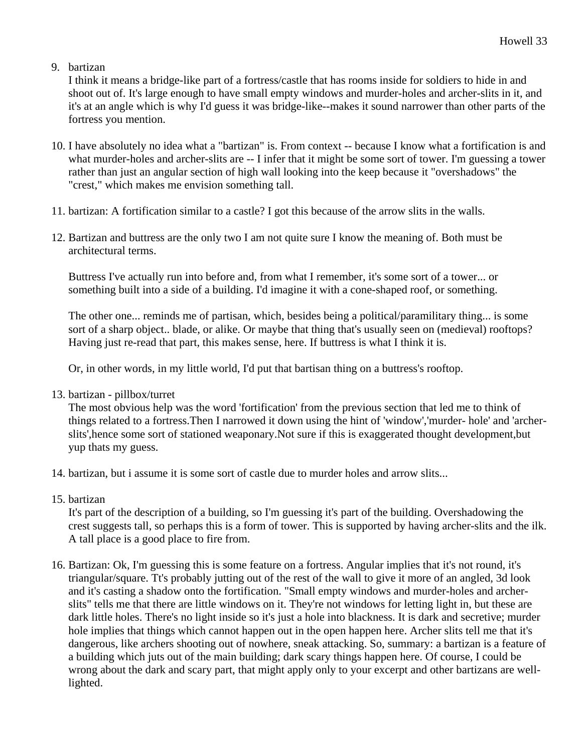9. bartizan
   I think it means a bridge-like part of a fortress/castle that has rooms inside for soldiers to hide in and shoot out of. It's large enough to have small empty windows and murder-holes and archer-slits in it, and it's at an angle which is why I'd guess it was bridge-like--makes it sound narrower than other parts of the fortress you mention.

10. I have absolutely no idea what a "bartizan" is. From context -- because I know what a fortification is and what murder-holes and archer-slits are -- I infer that it might be some sort of tower. I'm guessing a tower rather than just an angular section of high wall looking into the keep because it "overshadows" the "crest," which makes me envision something tall.

11. bartizan: A fortification similar to a castle? I got this because of the arrow slits in the walls.

12. Bartizan and buttress are the only two I am not quite sure I know the meaning of. Both must be architectural terms.

    Buttress I've actually run into before and, from what I remember, it's some sort of a tower... or something built into a side of a building. I'd imagine it with a cone-shaped roof, or something.

    The other one... reminds me of partisan, which, besides being a political/paramilitary thing... is some sort of a sharp object.. blade, or alike. Or maybe that thing that's usually seen on (medieval) rooftops? Having just re-read that part, this makes sense, here. If buttress is what I think it is.

    Or, in other words, in my little world, I'd put that bartisan thing on a buttress's rooftop.

13. bartizan - pillbox/turret
    The most obvious help was the word 'fortification' from the previous section that led me to think of things related to a fortress.Then I narrowed it down using the hint of 'window','murder- hole' and 'archer-slits',hence some sort of stationed weaponary.Not sure if this is exaggerated thought development,but yup thats my guess.

14. bartizan, but i assume it is some sort of castle due to murder holes and arrow slits...

15. bartizan
    It's part of the description of a building, so I'm guessing it's part of the building. Overshadowing the crest suggests tall, so perhaps this is a form of tower. This is supported by having archer-slits and the ilk. A tall place is a good place to fire from.

16. Bartizan: Ok, I'm guessing this is some feature on a fortress. Angular implies that it's not round, it's triangular/square. Tt's probably jutting out of the rest of the wall to give it more of an angled, 3d look and it's casting a shadow onto the fortification. "Small empty windows and murder-holes and archer-slits" tells me that there are little windows on it. They're not windows for letting light in, but these are dark little holes. There's no light inside so it's just a hole into blackness. It is dark and secretive; murder hole implies that things which cannot happen out in the open happen here. Archer slits tell me that it's dangerous, like archers shooting out of nowhere, sneak attacking. So, summary: a bartizan is a feature of a building which juts out of the main building; dark scary things happen here. Of course, I could be wrong about the dark and scary part, that might apply only to your excerpt and other bartizans are well-lighted.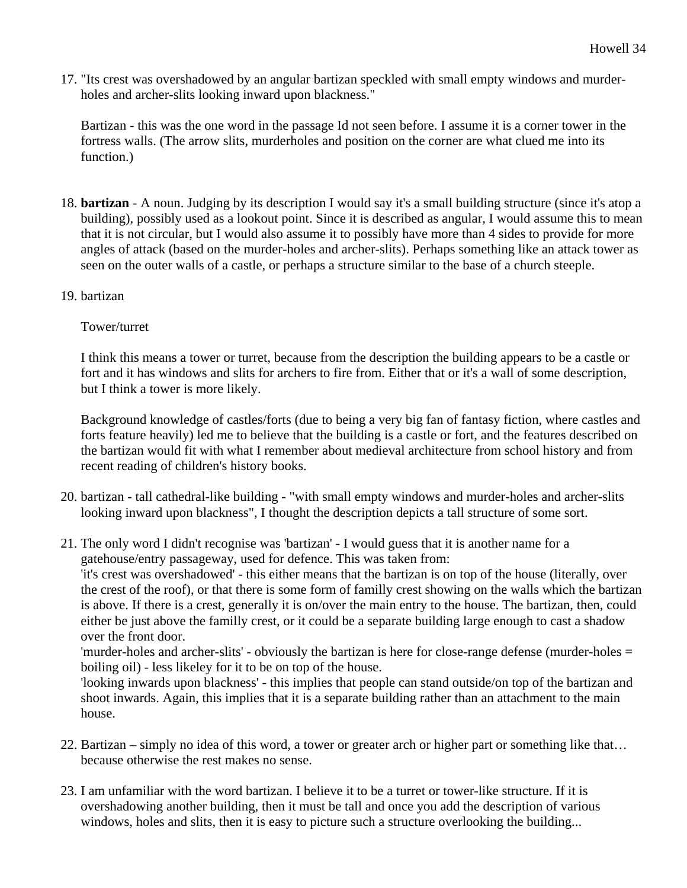17. "Its crest was overshadowed by an angular bartizan speckled with small empty windows and murder-holes and archer-slits looking inward upon blackness."

    Bartizan - this was the one word in the passage Id not seen before. I assume it is a corner tower in the fortress walls. (The arrow slits, murderholes and position on the corner are what clued me into its function.)

18. **bartizan** - A noun. Judging by its description I would say it's a small building structure (since it's atop a building), possibly used as a lookout point. Since it is described as angular, I would assume this to mean that it is not circular, but I would also assume it to possibly have more than 4 sides to provide for more angles of attack (based on the murder-holes and archer-slits). Perhaps something like an attack tower as seen on the outer walls of a castle, or perhaps a structure similar to the base of a church steeple.

19. bartizan

    Tower/turret

    I think this means a tower or turret, because from the description the building appears to be a castle or fort and it has windows and slits for archers to fire from. Either that or it's a wall of some description, but I think a tower is more likely.

    Background knowledge of castles/forts (due to being a very big fan of fantasy fiction, where castles and forts feature heavily) led me to believe that the building is a castle or fort, and the features described on the bartizan would fit with what I remember about medieval architecture from school history and from recent reading of children's history books.

20. bartizan - tall cathedral-like building - "with small empty windows and murder-holes and archer-slits looking inward upon blackness", I thought the description depicts a tall structure of some sort.

21. The only word I didn't recognise was 'bartizan' - I would guess that it is another name for a gatehouse/entry passageway, used for defence. This was taken from:
    'it's crest was overshadowed' - this either means that the bartizan is on top of the house (literally, over the crest of the roof), or that there is some form of familly crest showing on the walls which the bartizan is above. If there is a crest, generally it is on/over the main entry to the house. The bartizan, then, could either be just above the familly crest, or it could be a separate building large enough to cast a shadow over the front door.
    'murder-holes and archer-slits' - obviously the bartizan is here for close-range defense (murder-holes = boiling oil) - less likeley for it to be on top of the house.
    'looking inwards upon blackness' - this implies that people can stand outside/on top of the bartizan and shoot inwards. Again, this implies that it is a separate building rather than an attachment to the main house.

22. Bartizan – simply no idea of this word, a tower or greater arch or higher part or something like that… because otherwise the rest makes no sense.

23. I am unfamiliar with the word bartizan. I believe it to be a turret or tower-like structure. If it is overshadowing another building, then it must be tall and once you add the description of various windows, holes and slits, then it is easy to picture such a structure overlooking the building...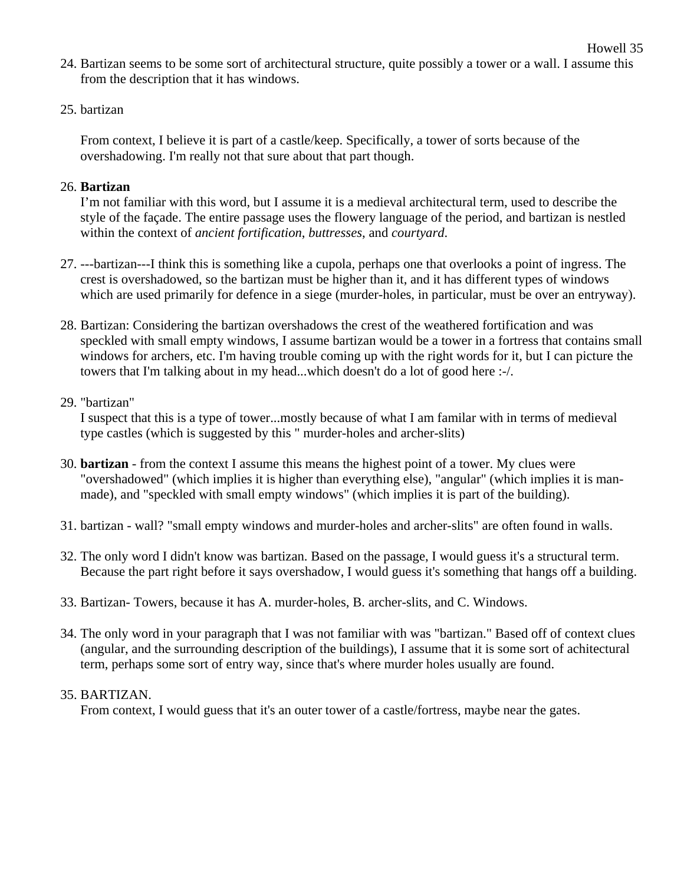24. Bartizan seems to be some sort of architectural structure, quite possibly a tower or a wall. I assume this from the description that it has windows.

25. bartizan

    From context, I believe it is part of a castle/keep. Specifically, a tower of sorts because of the overshadowing. I'm really not that sure about that part though.

26. **Bartizan**
    I'm not familiar with this word, but I assume it is a medieval architectural term, used to describe the style of the façade. The entire passage uses the flowery language of the period, and bartizan is nestled within the context of *ancient fortification*, *buttresses*, and *courtyard*.

27. ---bartizan---I think this is something like a cupola, perhaps one that overlooks a point of ingress. The crest is overshadowed, so the bartizan must be higher than it, and it has different types of windows which are used primarily for defence in a siege (murder-holes, in particular, must be over an entryway).

28. Bartizan: Considering the bartizan overshadows the crest of the weathered fortification and was speckled with small empty windows, I assume bartizan would be a tower in a fortress that contains small windows for archers, etc. I'm having trouble coming up with the right words for it, but I can picture the towers that I'm talking about in my head...which doesn't do a lot of good here :-/.

29. "bartizan"
    I suspect that this is a type of tower...mostly because of what I am familar with in terms of medieval type castles (which is suggested by this " murder-holes and archer-slits)

30. **bartizan** - from the context I assume this means the highest point of a tower. My clues were "overshadowed" (which implies it is higher than everything else), "angular" (which implies it is man-made), and "speckled with small empty windows" (which implies it is part of the building).

31. bartizan - wall? "small empty windows and murder-holes and archer-slits" are often found in walls.

32. The only word I didn't know was bartizan. Based on the passage, I would guess it's a structural term. Because the part right before it says overshadow, I would guess it's something that hangs off a building.

33. Bartizan- Towers, because it has A. murder-holes, B. archer-slits, and C. Windows.

34. The only word in your paragraph that I was not familiar with was "bartizan." Based off of context clues (angular, and the surrounding description of the buildings), I assume that it is some sort of achitectural term, perhaps some sort of entry way, since that's where murder holes usually are found.

35. BARTIZAN.
    From context, I would guess that it's an outer tower of a castle/fortress, maybe near the gates.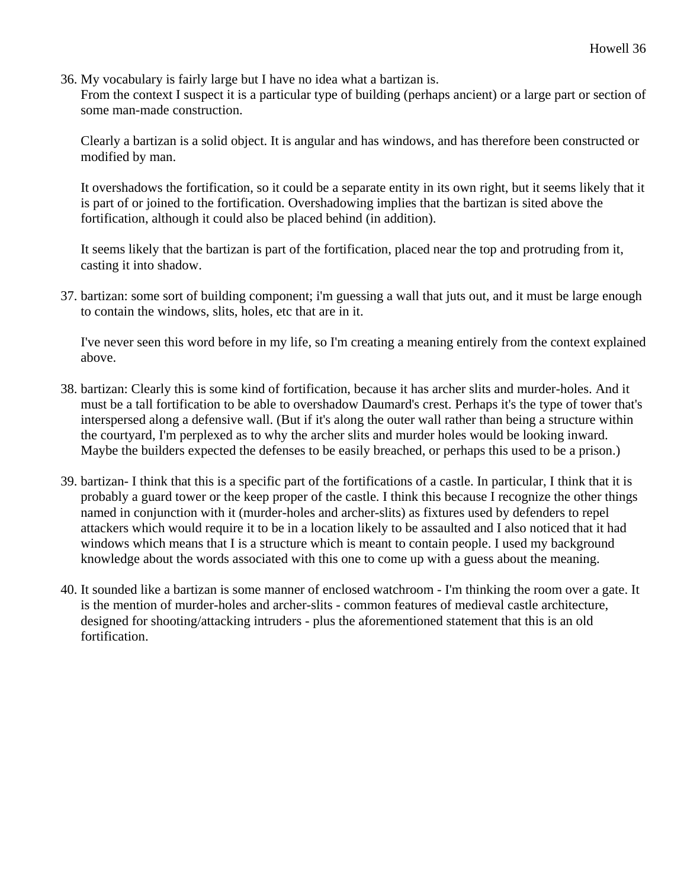36. My vocabulary is fairly large but I have no idea what a bartizan is.
    From the context I suspect it is a particular type of building (perhaps ancient) or a large part or section of some man-made construction.

    Clearly a bartizan is a solid object. It is angular and has windows, and has therefore been constructed or modified by man.

    It overshadows the fortification, so it could be a separate entity in its own right, but it seems likely that it is part of or joined to the fortification. Overshadowing implies that the bartizan is sited above the fortification, although it could also be placed behind (in addition).

    It seems likely that the bartizan is part of the fortification, placed near the top and protruding from it, casting it into shadow.

37. bartizan: some sort of building component; i'm guessing a wall that juts out, and it must be large enough to contain the windows, slits, holes, etc that are in it.

    I've never seen this word before in my life, so I'm creating a meaning entirely from the context explained above.

38. bartizan: Clearly this is some kind of fortification, because it has archer slits and murder-holes. And it must be a tall fortification to be able to overshadow Daumard's crest. Perhaps it's the type of tower that's interspersed along a defensive wall. (But if it's along the outer wall rather than being a structure within the courtyard, I'm perplexed as to why the archer slits and murder holes would be looking inward. Maybe the builders expected the defenses to be easily breached, or perhaps this used to be a prison.)

39. bartizan- I think that this is a specific part of the fortifications of a castle. In particular, I think that it is probably a guard tower or the keep proper of the castle. I think this because I recognize the other things named in conjunction with it (murder-holes and archer-slits) as fixtures used by defenders to repel attackers which would require it to be in a location likely to be assaulted and I also noticed that it had windows which means that I is a structure which is meant to contain people. I used my background knowledge about the words associated with this one to come up with a guess about the meaning.

40. It sounded like a bartizan is some manner of enclosed watchroom - I'm thinking the room over a gate. It is the mention of murder-holes and archer-slits - common features of medieval castle architecture, designed for shooting/attacking intruders - plus the aforementioned statement that this is an old fortification.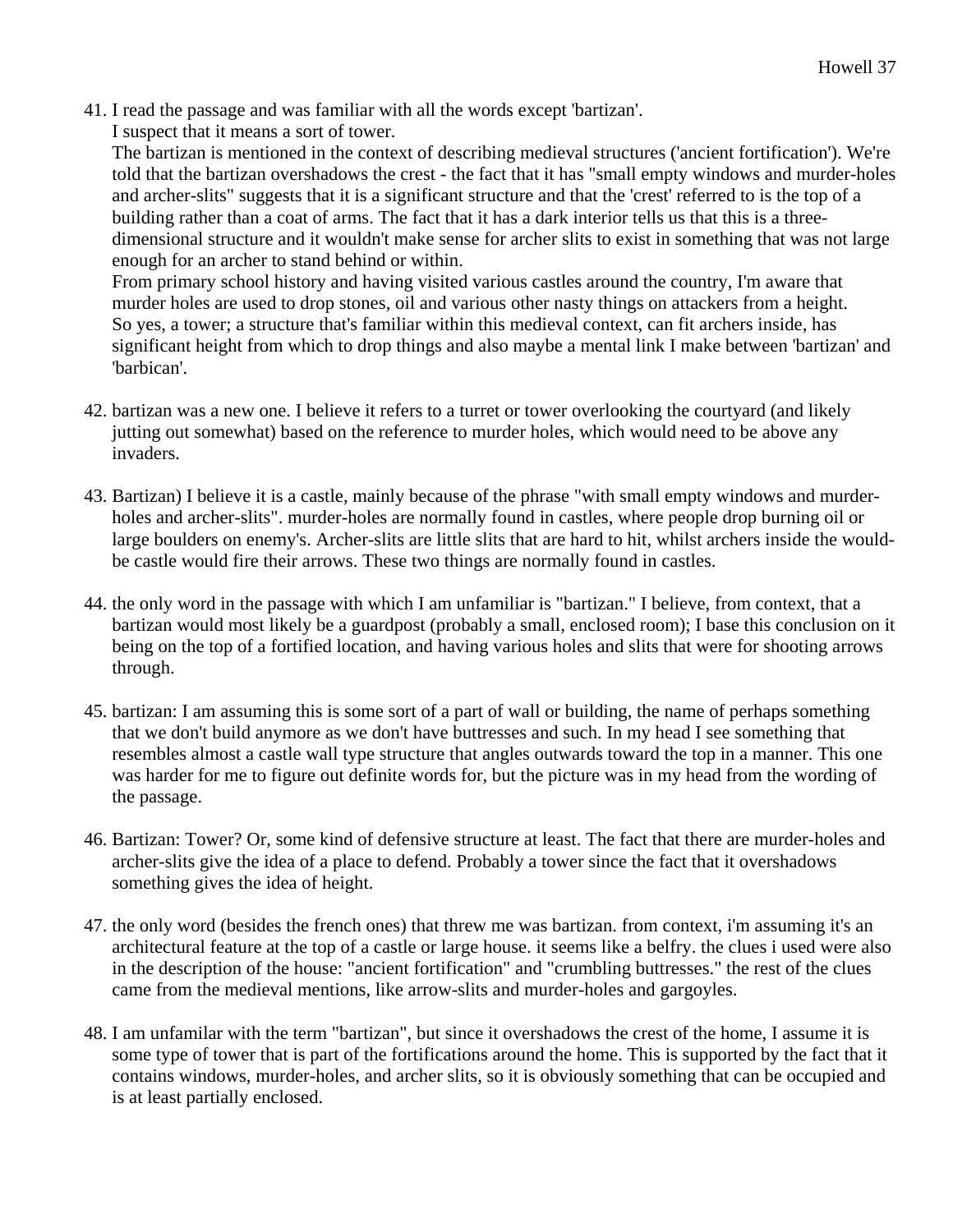41. I read the passage and was familiar with all the words except 'bartizan'.
    I suspect that it means a sort of tower.
    The bartizan is mentioned in the context of describing medieval structures ('ancient fortification'). We're told that the bartizan overshadows the crest - the fact that it has "small empty windows and murder-holes and archer-slits" suggests that it is a significant structure and that the 'crest' referred to is the top of a building rather than a coat of arms. The fact that it has a dark interior tells us that this is a three-dimensional structure and it wouldn't make sense for archer slits to exist in something that was not large enough for an archer to stand behind or within.
    From primary school history and having visited various castles around the country, I'm aware that murder holes are used to drop stones, oil and various other nasty things on attackers from a height.
    So yes, a tower; a structure that's familiar within this medieval context, can fit archers inside, has significant height from which to drop things and also maybe a mental link I make between 'bartizan' and 'barbican'.

42. bartizan was a new one. I believe it refers to a turret or tower overlooking the courtyard (and likely jutting out somewhat) based on the reference to murder holes, which would need to be above any invaders.

43. Bartizan) I believe it is a castle, mainly because of the phrase "with small empty windows and murder-holes and archer-slits". murder-holes are normally found in castles, where people drop burning oil or large boulders on enemy's. Archer-slits are little slits that are hard to hit, whilst archers inside the would-be castle would fire their arrows. These two things are normally found in castles.

44. the only word in the passage with which I am unfamiliar is "bartizan." I believe, from context, that a bartizan would most likely be a guardpost (probably a small, enclosed room); I base this conclusion on it being on the top of a fortified location, and having various holes and slits that were for shooting arrows through.

45. bartizan: I am assuming this is some sort of a part of wall or building, the name of perhaps something that we don't build anymore as we don't have buttresses and such. In my head I see something that resembles almost a castle wall type structure that angles outwards toward the top in a manner. This one was harder for me to figure out definite words for, but the picture was in my head from the wording of the passage.

46. Bartizan: Tower? Or, some kind of defensive structure at least. The fact that there are murder-holes and archer-slits give the idea of a place to defend. Probably a tower since the fact that it overshadows something gives the idea of height.

47. the only word (besides the french ones) that threw me was bartizan. from context, i'm assuming it's an architectural feature at the top of a castle or large house. it seems like a belfry. the clues i used were also in the description of the house: "ancient fortification" and "crumbling buttresses." the rest of the clues came from the medieval mentions, like arrow-slits and murder-holes and gargoyles.

48. I am unfamilar with the term "bartizan", but since it overshadows the crest of the home, I assume it is some type of tower that is part of the fortifications around the home. This is supported by the fact that it contains windows, murder-holes, and archer slits, so it is obviously something that can be occupied and is at least partially enclosed.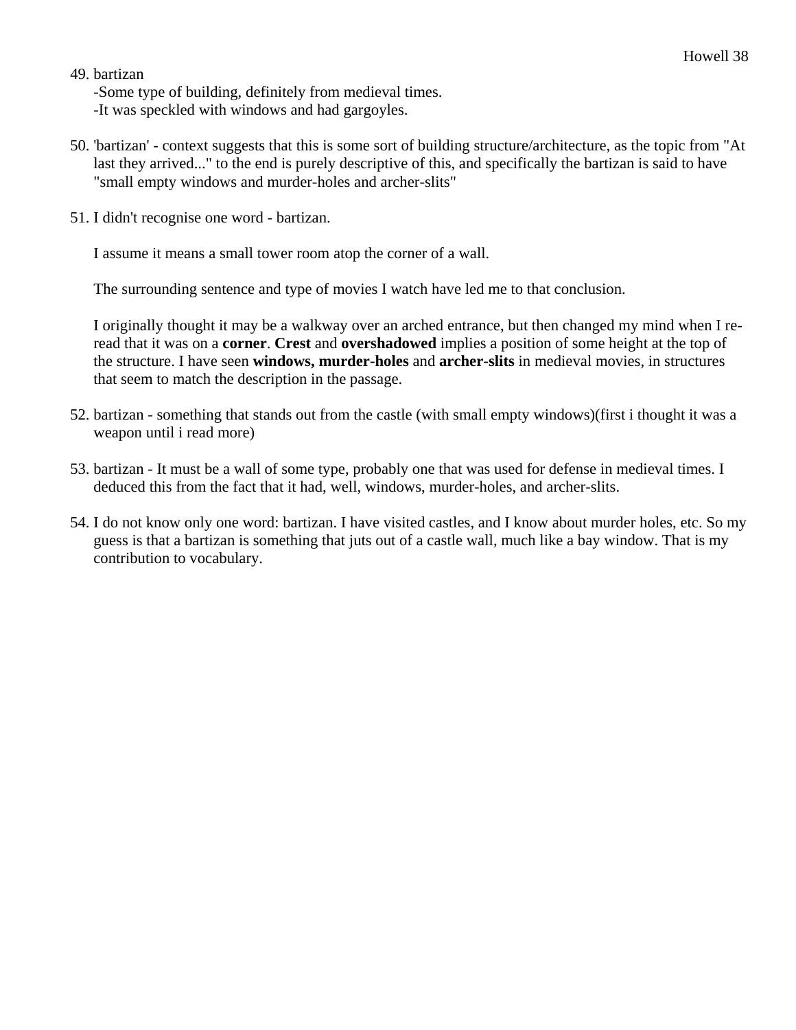49. bartizan
    -Some type of building, definitely from medieval times.
    -It was speckled with windows and had gargoyles.

50. 'bartizan' - context suggests that this is some sort of building structure/architecture, as the topic from "At last they arrived..." to the end is purely descriptive of this, and specifically the bartizan is said to have "small empty windows and murder-holes and archer-slits"

51. I didn't recognise one word - bartizan.

    I assume it means a small tower room atop the corner of a wall.

    The surrounding sentence and type of movies I watch have led me to that conclusion.

    I originally thought it may be a walkway over an arched entrance, but then changed my mind when I re-read that it was on a **corner**. **Crest** and **overshadowed** implies a position of some height at the top of the structure. I have seen **windows, murder-holes** and **archer-slits** in medieval movies, in structures that seem to match the description in the passage.

52. bartizan - something that stands out from the castle (with small empty windows)(first i thought it was a weapon until i read more)

53. bartizan - It must be a wall of some type, probably one that was used for defense in medieval times. I deduced this from the fact that it had, well, windows, murder-holes, and archer-slits.

54. I do not know only one word: bartizan. I have visited castles, and I know about murder holes, etc. So my guess is that a bartizan is something that juts out of a castle wall, much like a bay window. That is my contribution to vocabulary.